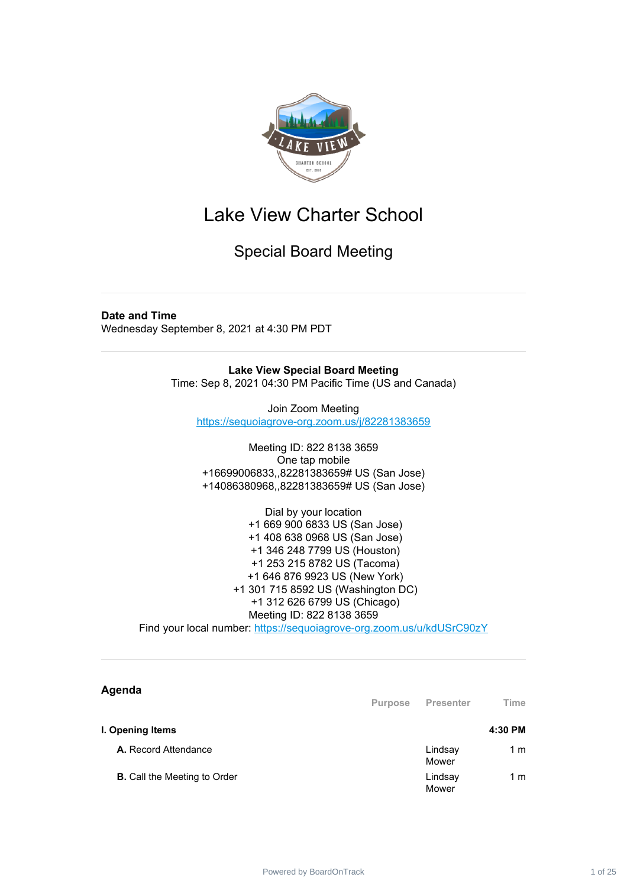# Lake View Charter School

## Special Board Meeting

**Date and Time**

Wednesday September 8, 2021 at 4:30 PM PDT

**Lake View Special Board Meeting**

Time: Sep 8, 2021 04:30 PM Pacific Time (US and Canada)

Join Zoom Meeting

https://sequoiagrove-org.zoom.us/j/82281383659

Meeting ID: 822 8138 3659

One tap mobile

+16699006833,,82281383659# US (San Jose)

+14086380968,,82281383659# US (San Jose)

Dial by your location

+1 669 900 6833 US (San Jose)

+1 408 638 0968 US (San Jose)

+1 346 248 7799 US (Houston)

+1 253 215 8782 US (Tacoma)

+1 646 876 9923 US (New York)

+1 301 715 8592 US (Washington DC)

+1 312 626 6799 US (Chicago)

Meeting ID: 822 8138 3659

Find your local number: https://sequoiagrove-org.zoom.us/u/kdUSrC90zY

## Agenda

| | Purpose | Presenter | Time |
|---|---|---|---|
| **I. Opening Items** | | | **4:30 PM** |
| **A.** Record Attendance | | Lindsay Mower | 1 m |
| **B.** Call the Meeting to Order | | Lindsay Mower | 1 m |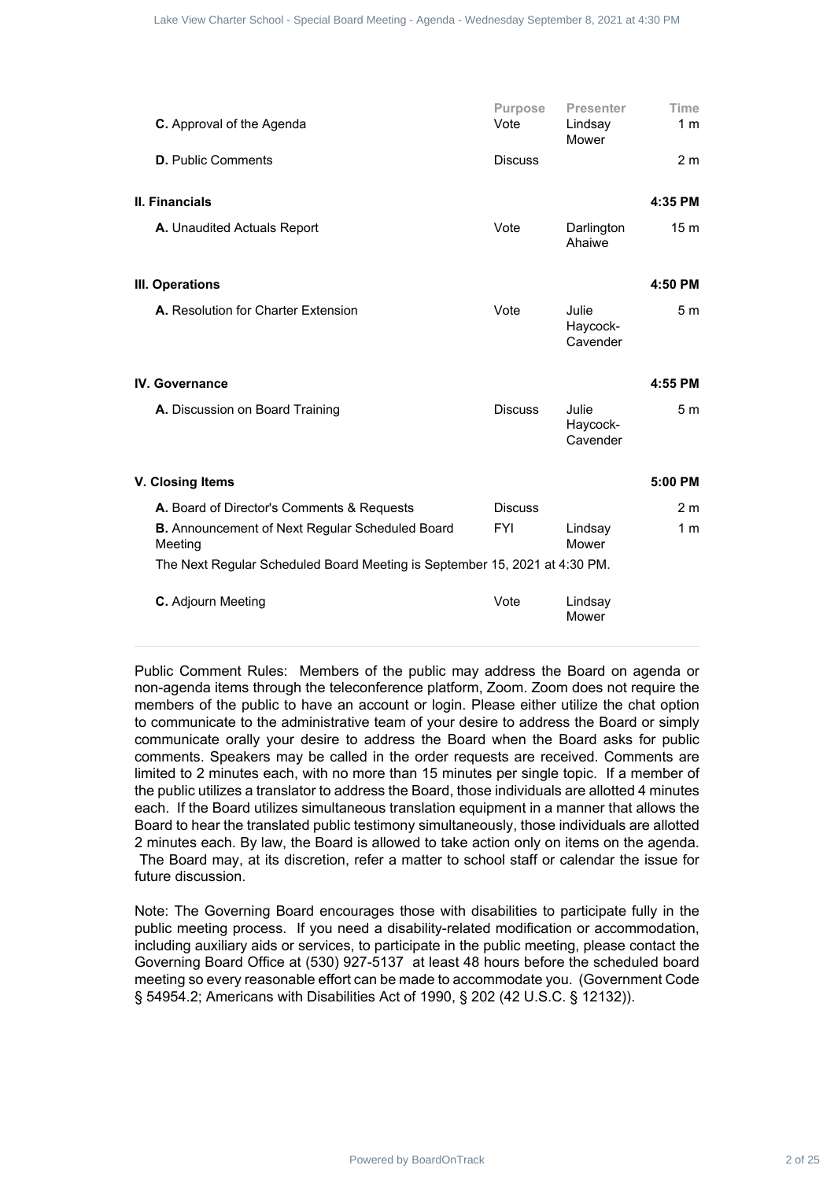| | Purpose | Presenter | Time |
|---|---|---|---|
| **C.** Approval of the Agenda | Vote | Lindsay Mower | 1 m |
| **D.** Public Comments | Discuss | | 2 m |
| **II. Financials** | | | **4:35 PM** |
| **A.** Unaudited Actuals Report | Vote | Darlington Ahaiwe | 15 m |
| **III. Operations** | | | **4:50 PM** |
| **A.** Resolution for Charter Extension | Vote | Julie Haycock-Cavender | 5 m |
| **IV. Governance** | | | **4:55 PM** |
| **A.** Discussion on Board Training | Discuss | Julie Haycock-Cavender | 5 m |
| **V. Closing Items** | | | **5:00 PM** |
| **A.** Board of Director's Comments & Requests | Discuss | | 2 m |
| **B.** Announcement of Next Regular Scheduled Board Meeting | FYI | Lindsay Mower | 1 m |
| The Next Regular Scheduled Board Meeting is September 15, 2021 at 4:30 PM. | | | |
| **C.** Adjourn Meeting | Vote | Lindsay Mower | |

Public Comment Rules: Members of the public may address the Board on agenda or non-agenda items through the teleconference platform, Zoom. Zoom does not require the members of the public to have an account or login. Please either utilize the chat option to communicate to the administrative team of your desire to address the Board or simply communicate orally your desire to address the Board when the Board asks for public comments. Speakers may be called in the order requests are received. Comments are limited to 2 minutes each, with no more than 15 minutes per single topic. If a member of the public utilizes a translator to address the Board, those individuals are allotted 4 minutes each. If the Board utilizes simultaneous translation equipment in a manner that allows the Board to hear the translated public testimony simultaneously, those individuals are allotted 2 minutes each. By law, the Board is allowed to take action only on items on the agenda. The Board may, at its discretion, refer a matter to school staff or calendar the issue for future discussion.

Note: The Governing Board encourages those with disabilities to participate fully in the public meeting process. If you need a disability-related modification or accommodation, including auxiliary aids or services, to participate in the public meeting, please contact the Governing Board Office at (530) 927-5137 at least 48 hours before the scheduled board meeting so every reasonable effort can be made to accommodate you. (Government Code § 54954.2; Americans with Disabilities Act of 1990, § 202 (42 U.S.C. § 12132)).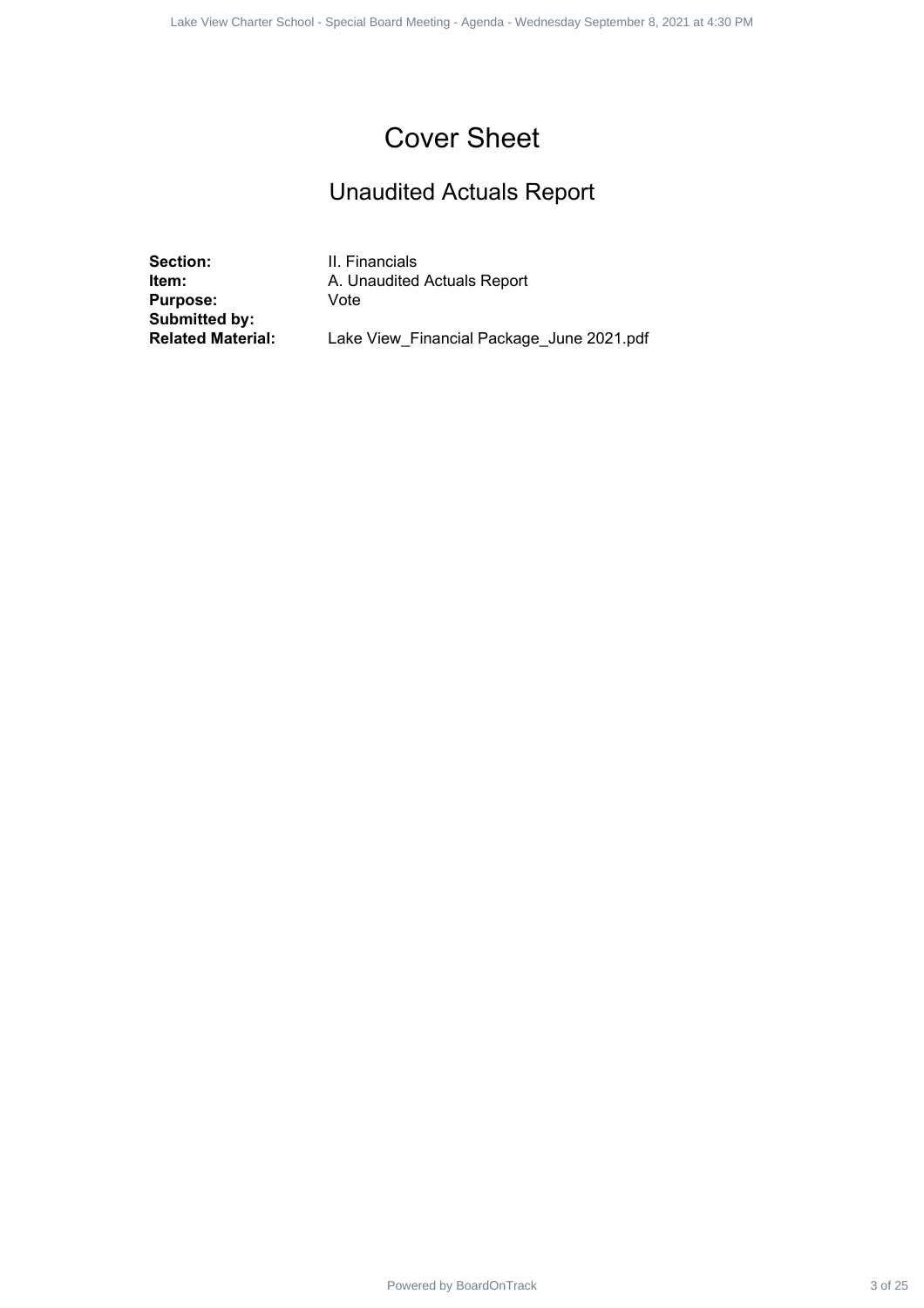# Cover Sheet

## Unaudited Actuals Report

**Section:** II. Financials
**Item:** A. Unaudited Actuals Report
**Purpose:** Vote
**Submitted by:**
**Related Material:** Lake View_Financial Package_June 2021.pdf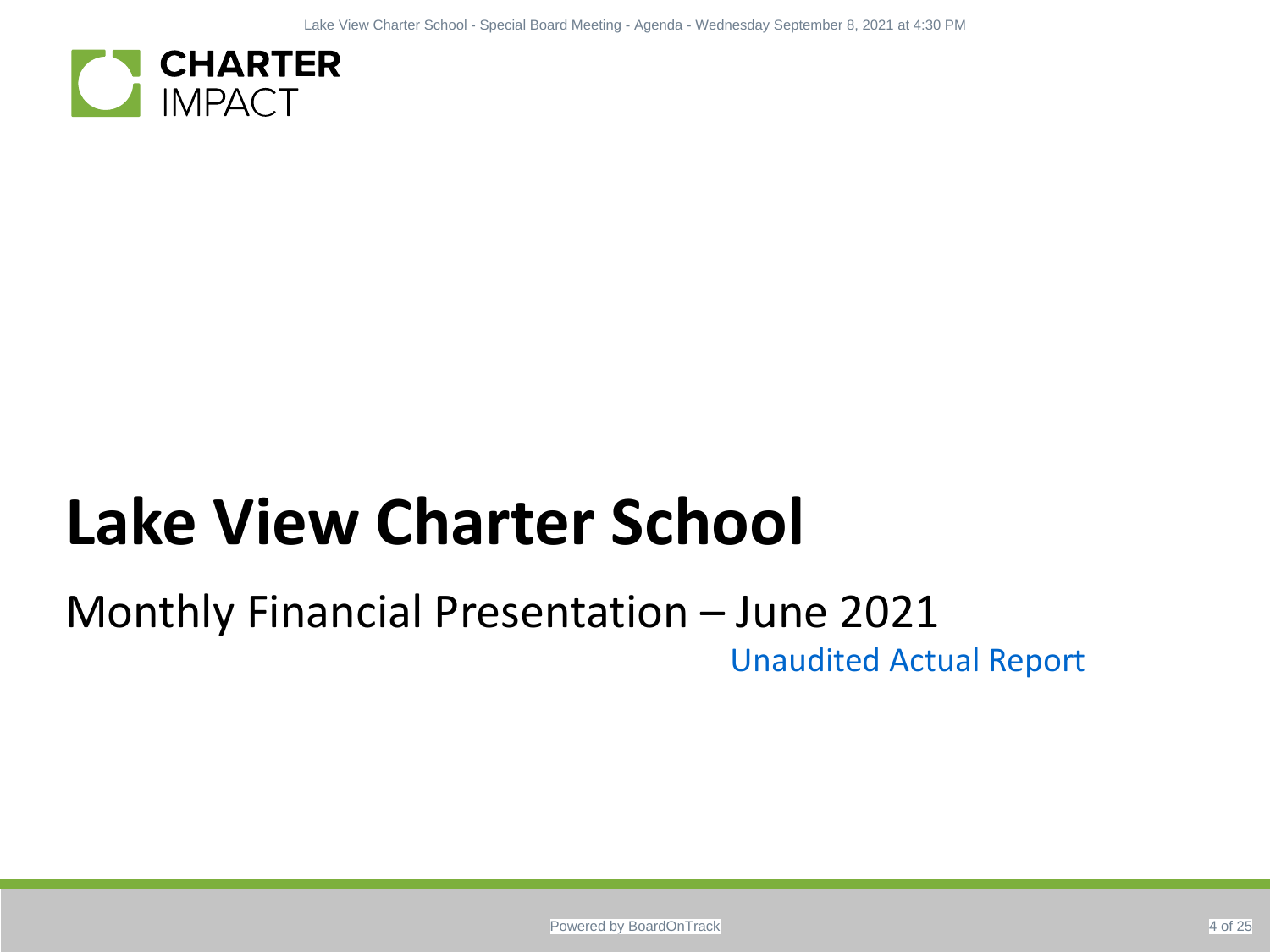CHARTER IMPACT

# Lake View Charter School

## Monthly Financial Presentation – June 2021

Unaudited Actual Report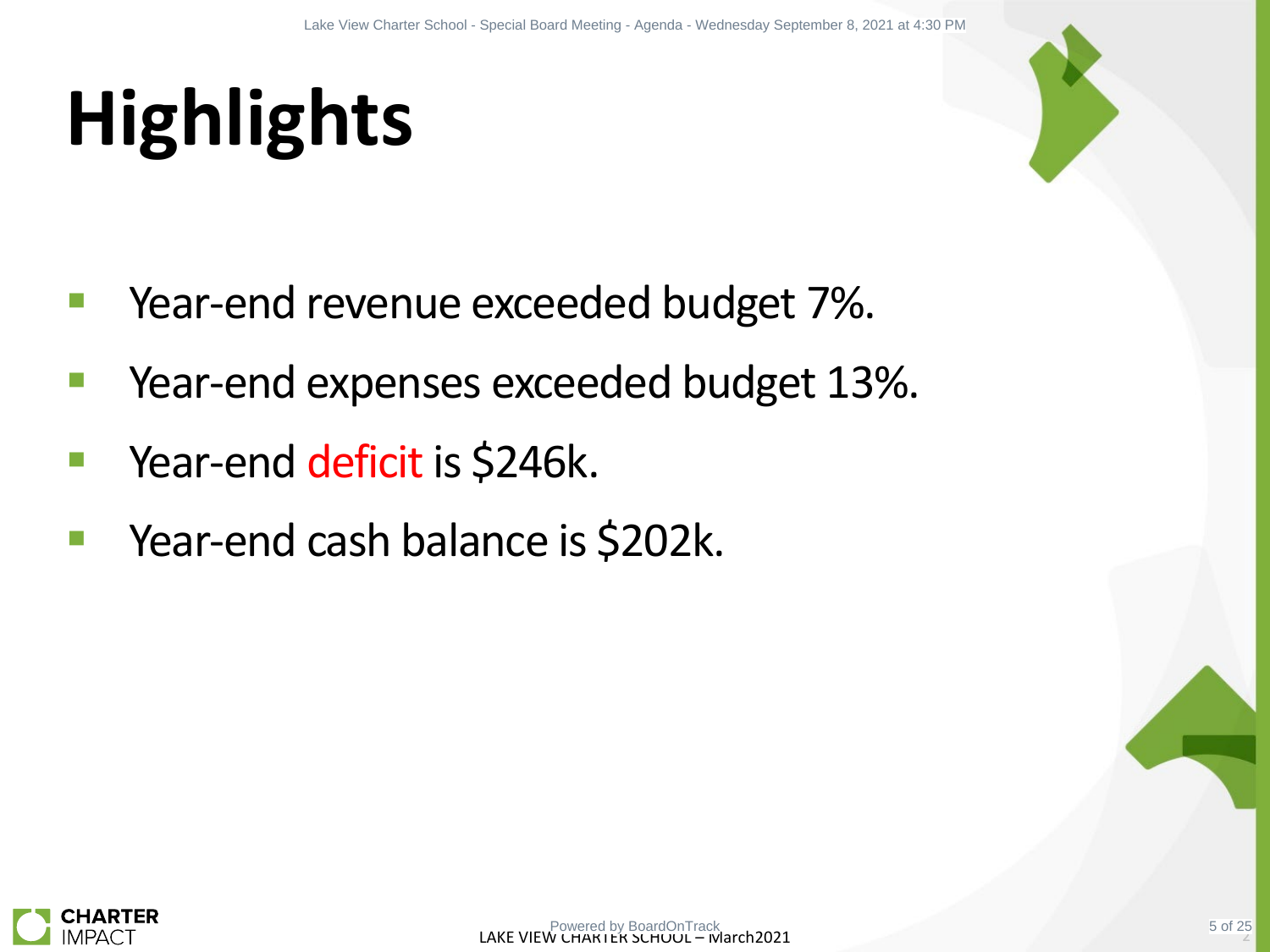# Highlights

- Year-end revenue exceeded budget 7%.
- Year-end expenses exceeded budget 13%.
- Year-end deficit is $246k.
- Year-end cash balance is $202k.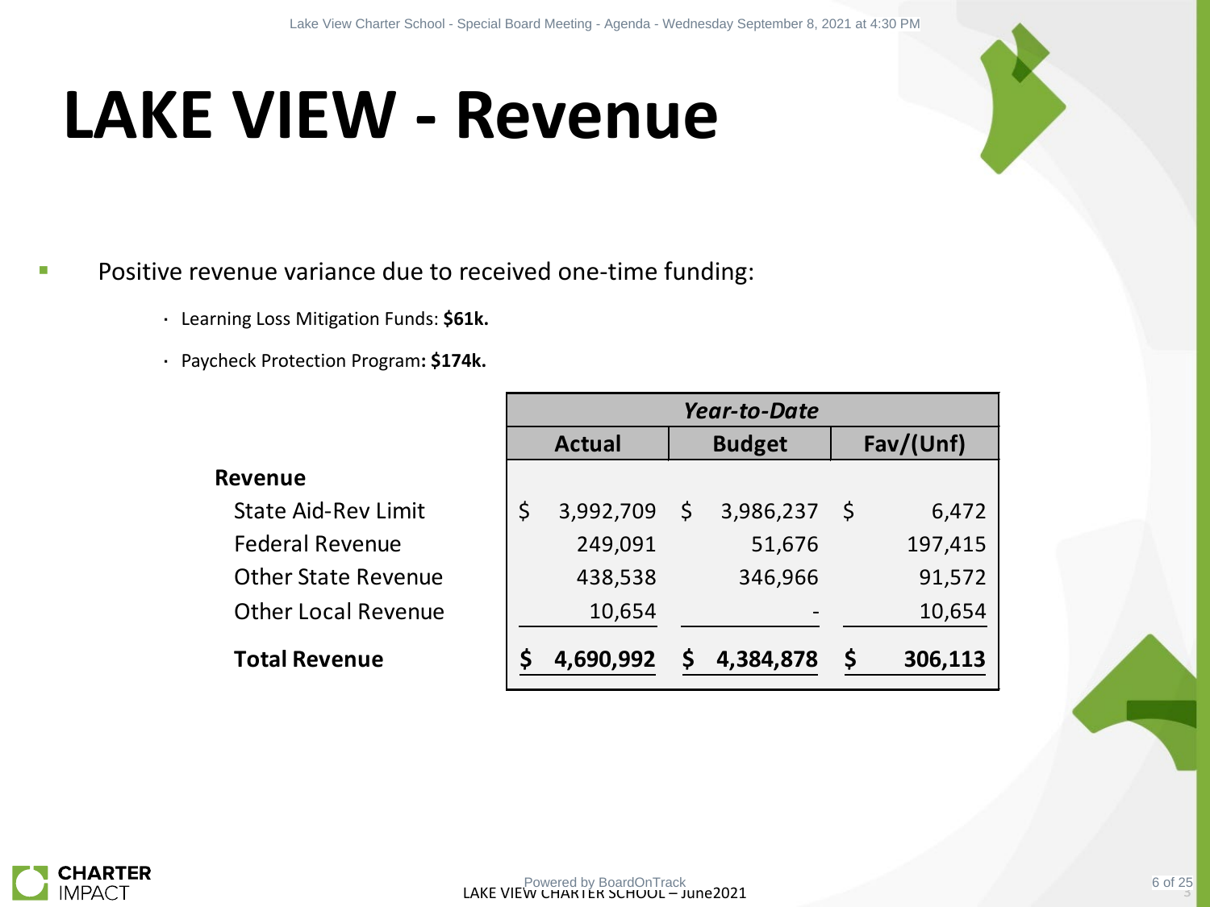# LAKE VIEW - Revenue

- Positive revenue variance due to received one-time funding:
  - Learning Loss Mitigation Funds: **$61k.**
  - Paycheck Protection Program**: $174k.**

| | *Year-to-Date* | | |
|---|---|---|---|
| | **Actual** | **Budget** | **Fav/(Unf)** |
| **Revenue** | | | |
| State Aid-Rev Limit | $ 3,992,709 | $ 3,986,237 | $ 6,472 |
| Federal Revenue | 249,091 | 51,676 | 197,415 |
| Other State Revenue | 438,538 | 346,966 | 91,572 |
| Other Local Revenue | 10,654 | - | 10,654 |
| **Total Revenue** | **$ 4,690,992** | **$ 4,384,878** | **$ 306,113** |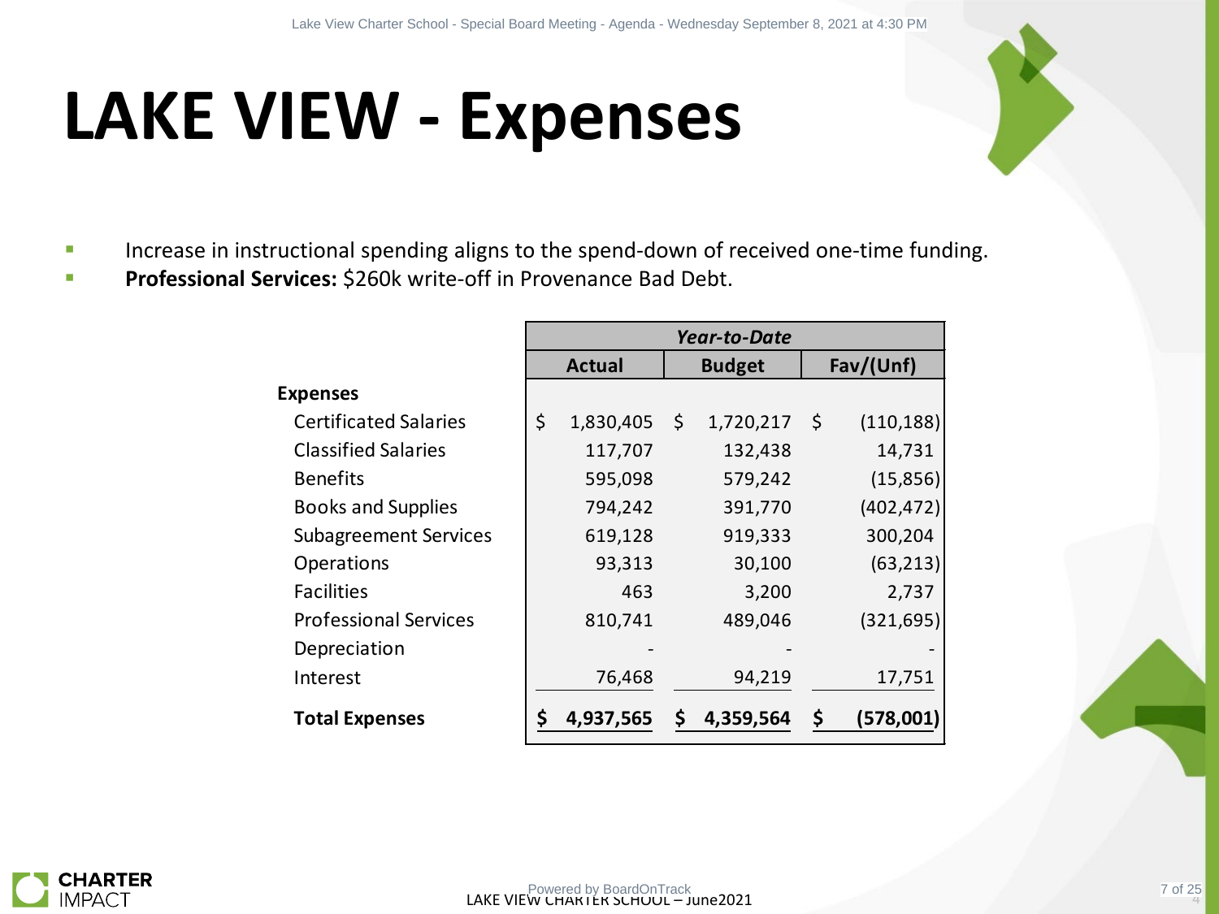# LAKE VIEW - Expenses

- Increase in instructional spending aligns to the spend-down of received one-time funding.
- **Professional Services:** $260k write-off in Provenance Bad Debt.

| | *Year-to-Date* | | |
|---|---|---|---|
| | **Actual** | **Budget** | **Fav/(Unf)** |
| **Expenses** | | | |
| Certificated Salaries | $ 1,830,405 | $ 1,720,217 | $ (110,188) |
| Classified Salaries | 117,707 | 132,438 | 14,731 |
| Benefits | 595,098 | 579,242 | (15,856) |
| Books and Supplies | 794,242 | 391,770 | (402,472) |
| Subagreement Services | 619,128 | 919,333 | 300,204 |
| Operations | 93,313 | 30,100 | (63,213) |
| Facilities | 463 | 3,200 | 2,737 |
| Professional Services | 810,741 | 489,046 | (321,695) |
| Depreciation | - | - | - |
| Interest | 76,468 | 94,219 | 17,751 |
| **Total Expenses** | **$ 4,937,565** | **$ 4,359,564** | **$ (578,001)** |

LAKE VIEW CHARTER SCHOOL – June2021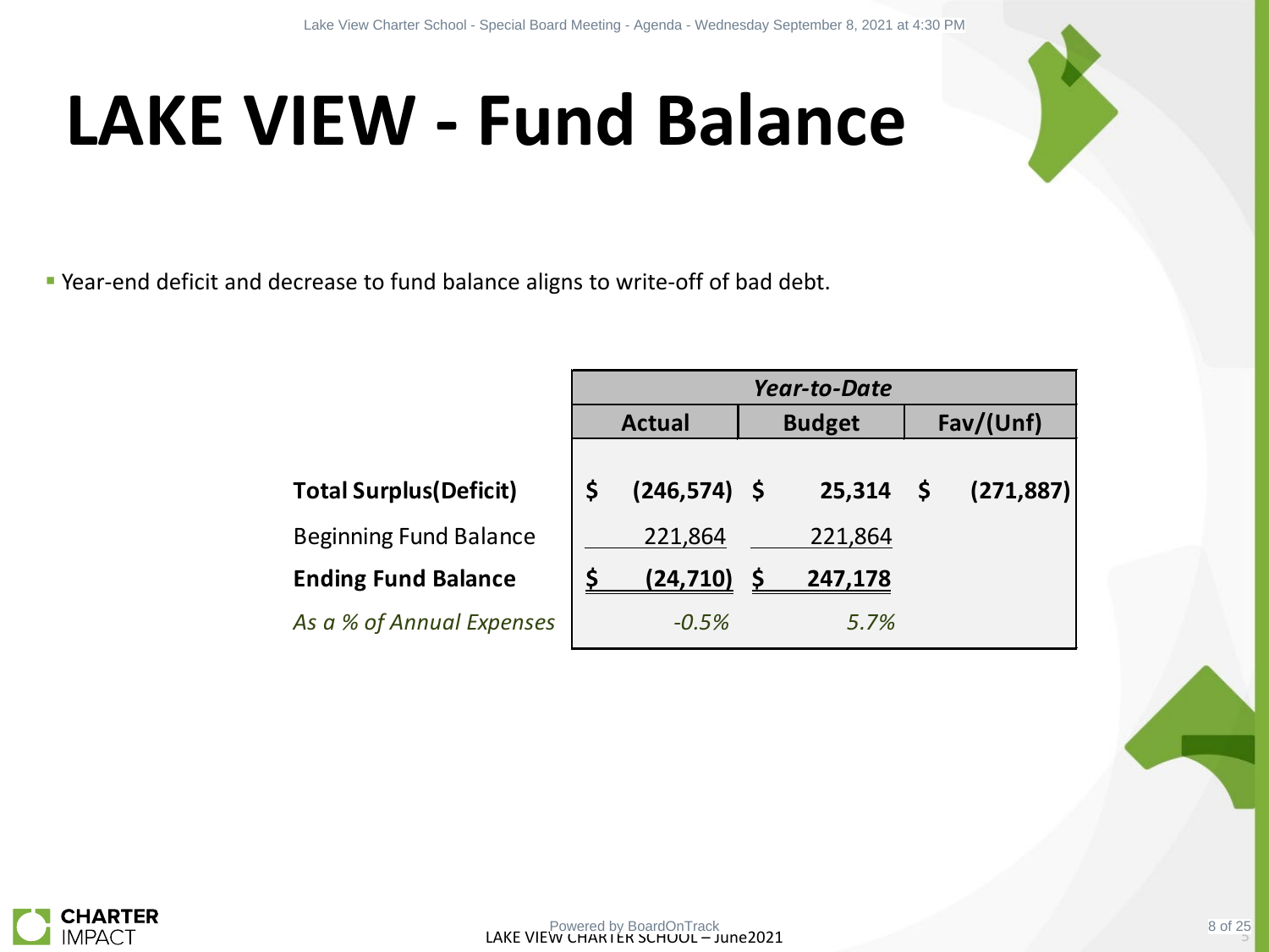# LAKE VIEW - Fund Balance

- Year-end deficit and decrease to fund balance aligns to write-off of bad debt.

| | *Year-to-Date* | | |
|---|---|---|---|
| | **Actual** | **Budget** | **Fav/(Unf)** |
| **Total Surplus(Deficit)** | **$ (246,574)** | **$ 25,314** | **$ (271,887)** |
| Beginning Fund Balance | 221,864 | 221,864 | |
| **Ending Fund Balance** | **$ (24,710)** | **$ 247,178** | |
| *As a % of Annual Expenses* | *-0.5%* | *5.7%* | |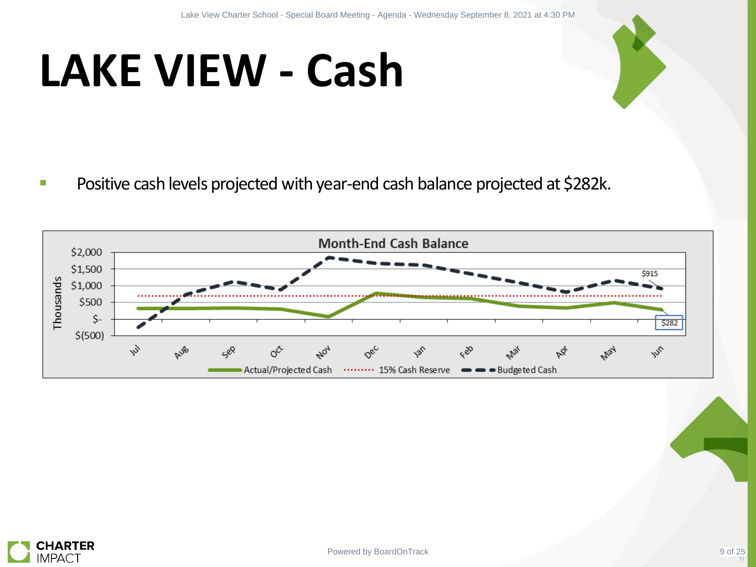# LAKE VIEW - Cash

- Positive cash levels projected with year-end cash balance projected at $282k.

**Month-End Cash Balance**

Thousands

$2,000
$1,500
$1,000
$500
$-
$(500)

Jul, Aug, Sep, Oct, Nov, Dec, Jan, Feb, Mar, Apr, May, Jun

$915

$282

Actual/Projected Cash | 15% Cash Reserve | Budgeted Cash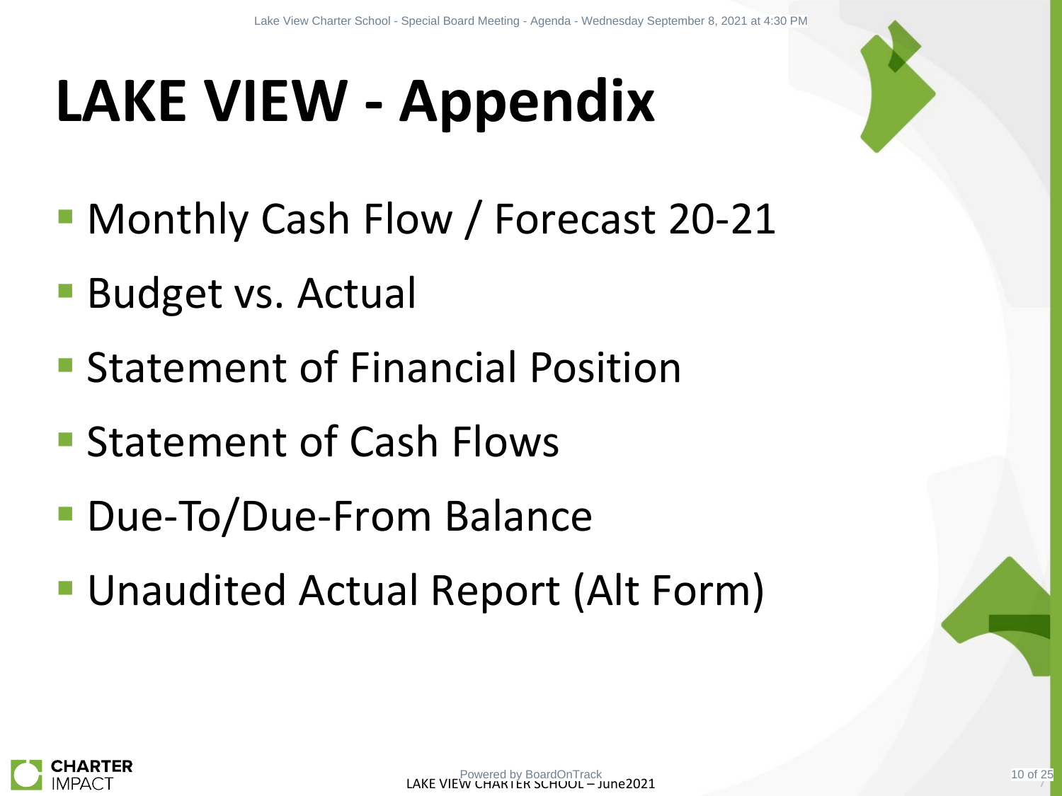# LAKE VIEW - Appendix

- Monthly Cash Flow / Forecast 20-21
- Budget vs. Actual
- Statement of Financial Position
- Statement of Cash Flows
- Due-To/Due-From Balance
- Unaudited Actual Report (Alt Form)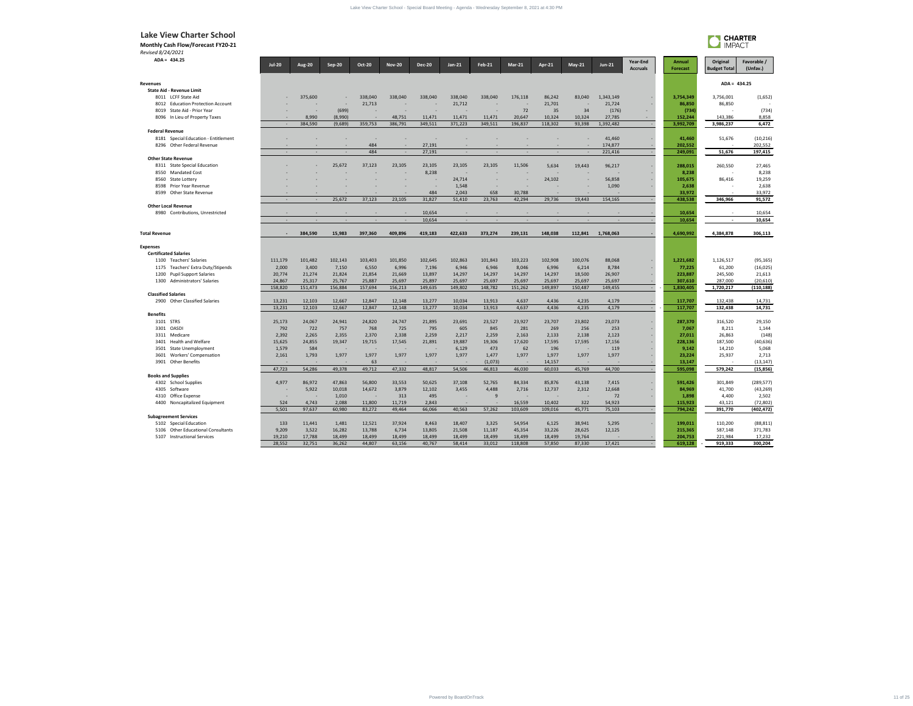# Lake View Charter School

**Monthly Cash Flow/Forecast FY20-21**

*Revised 8/24/2021*

CHARTER IMPACT

| ADA = 434.25 | Jul-20 | Aug-20 | Sep-20 | Oct-20 | Nov-20 | Dec-20 | Jan-21 | Feb-21 | Mar-21 | Apr-21 | May-21 | Jun-21 | Year-End Accruals | Annual Forecast | Original Budget Total | Favorable / (Unfav.) |
|---|---|---|---|---|---|---|---|---|---|---|---|---|---|---|---|---|
| **Revenues** | | | | | | | | | | | | | | | ADA = 434.25 | |
| **State Aid - Revenue Limit** | | | | | | | | | | | | | | | | |
| 8011 LCFF State Aid | - | 375,600 | - | 338,040 | 338,040 | 338,040 | 338,040 | 338,040 | 176,118 | 86,242 | 83,040 | 1,343,149 | - | 3,754,349 | 3,756,001 | (1,652) |
| 8012 Education Protection Account | - | - | - | 21,713 | - | - | 21,712 | - | - | 21,701 | - | 21,724 | - | 86,850 | 86,850 | - |
| 8019 State Aid - Prior Year | - | - | (699) | - | - | - | - | - | 72 | 35 | 34 | (176) | - | (734) | - | (734) |
| 8096 In Lieu of Property Taxes | - | 8,990 | (8,990) | - | 48,751 | 11,471 | 11,471 | 11,471 | 20,647 | 10,324 | 10,324 | 27,785 | - | 152,244 | 143,386 | 8,858 |
| | - | 384,590 | (9,689) | 359,753 | 386,791 | 349,511 | 371,223 | 349,511 | 196,837 | 118,302 | 93,398 | 1,392,482 | - | 3,992,709 | 3,986,237 | 6,472 |
| **Federal Revenue** | | | | | | | | | | | | | | | | |
| 8181 Special Education - Entitlement | - | - | - | - | - | - | - | - | - | - | - | 41,460 | - | 41,460 | 51,676 | (10,216) |
| 8296 Other Federal Revenue | - | - | - | 484 | - | 27,191 | - | - | - | - | - | 174,877 | - | 202,552 | - | 202,552 |
| | - | - | - | 484 | - | 27,191 | - | - | - | - | - | 221,416 | - | 249,091 | 51,676 | 197,415 |
| **Other State Revenue** | | | | | | | | | | | | | | | | |
| 8311 State Special Education | - | - | 25,672 | 37,123 | 23,105 | 23,105 | 23,105 | 23,105 | 11,506 | 5,634 | 19,443 | 96,217 | - | 288,015 | 260,550 | 27,465 |
| 8550 Mandated Cost | - | - | - | - | - | 8,238 | - | - | - | - | - | - | - | 8,238 | - | 8,238 |
| 8560 State Lottery | - | - | - | - | - | - | 24,714 | - | - | 24,102 | - | 56,858 | - | 105,675 | 86,416 | 19,259 |
| 8598 Prior Year Revenue | - | - | - | - | - | - | 1,548 | - | - | - | - | 1,090 | - | 2,638 | - | 2,638 |
| 8599 Other State Revenue | - | - | - | - | - | 484 | 2,043 | 658 | 30,788 | - | - | - | - | 33,972 | - | 33,972 |
| | - | - | 25,672 | 37,123 | 23,105 | 31,827 | 51,410 | 23,763 | 42,294 | 29,736 | 19,443 | 154,165 | - | 438,538 | 346,966 | 91,572 |
| **Other Local Revenue** | | | | | | | | | | | | | | | | |
| 8980 Contributions, Unrestricted | - | - | - | - | - | 10,654 | - | - | - | - | - | - | - | 10,654 | - | 10,654 |
| | - | - | - | - | - | 10,654 | - | - | - | - | - | - | - | 10,654 | - | 10,654 |
| **Total Revenue** | - | 384,590 | 15,983 | 397,360 | 409,896 | 419,183 | 422,633 | 373,274 | 239,131 | 148,038 | 112,841 | 1,768,063 | - | 4,690,992 | 4,384,878 | 306,113 |
| **Expenses** | | | | | | | | | | | | | | | | |
| **Certificated Salaries** | | | | | | | | | | | | | | | | |
| 1100 Teachers' Salaries | 111,179 | 101,482 | 102,143 | 103,403 | 101,850 | 102,645 | 102,863 | 101,843 | 103,223 | 102,908 | 100,076 | 88,068 | - | 1,221,682 | 1,126,517 | (95,165) |
| 1175 Teachers' Extra Duty/Stipends | 2,000 | 3,400 | 7,150 | 6,550 | 6,996 | 7,196 | 6,946 | 6,946 | 8,046 | 6,996 | 6,214 | 8,784 | - | 77,225 | 61,200 | (16,025) |
| 1200 Pupil Support Salaries | 20,774 | 21,274 | 21,824 | 21,854 | 21,669 | 13,897 | 14,297 | 14,297 | 14,297 | 14,297 | 18,500 | 26,907 | - | 223,887 | 245,500 | 21,613 |
| 1300 Administrators' Salaries | 24,867 | 25,317 | 25,767 | 25,887 | 25,697 | 25,897 | 25,697 | 25,697 | 25,697 | 25,697 | 25,697 | 25,697 | - | 307,610 | 287,000 | (20,610) |
| | 158,820 | 151,473 | 156,884 | 157,694 | 156,213 | 149,635 | 149,802 | 148,782 | 151,262 | 149,897 | 150,487 | 149,455 | - | 1,830,405 | 1,720,217 | (110,188) |
| **Classified Salaries** | | | | | | | | | | | | | | | | |
| 2900 Other Classified Salaries | 13,231 | 12,103 | 12,667 | 12,847 | 12,148 | 13,277 | 10,034 | 13,913 | 4,637 | 4,436 | 4,235 | 4,179 | - | 117,707 | 132,438 | 14,731 |
| | 13,231 | 12,103 | 12,667 | 12,847 | 12,148 | 13,277 | 10,034 | 13,913 | 4,637 | 4,436 | 4,235 | 4,179 | - | 117,707 | 132,438 | 14,731 |
| **Benefits** | | | | | | | | | | | | | | | | |
| 3101 STRS | 25,173 | 24,067 | 24,941 | 24,820 | 24,747 | 21,895 | 23,691 | 23,527 | 23,927 | 23,707 | 23,802 | 23,073 | - | 287,370 | 316,520 | 29,150 |
| 3301 OASDI | 792 | 722 | 757 | 768 | 725 | 795 | 605 | 845 | 281 | 269 | 256 | 253 | - | 7,067 | 8,211 | 1,144 |
| 3311 Medicare | 2,392 | 2,265 | 2,355 | 2,370 | 2,338 | 2,259 | 2,217 | 2,259 | 2,163 | 2,133 | 2,138 | 2,123 | - | 27,011 | 26,863 | (148) |
| 3401 Health and Welfare | 15,625 | 24,855 | 19,347 | 19,715 | 17,545 | 21,891 | 19,887 | 19,306 | 17,620 | 17,595 | 17,595 | 17,156 | - | 228,136 | 187,500 | (40,636) |
| 3501 State Unemployment | 1,579 | 584 | - | - | - | - | 6,129 | 473 | 62 | 196 | - | 119 | - | 9,142 | 14,210 | 5,068 |
| 3601 Workers' Compensation | 2,161 | 1,793 | 1,977 | 1,977 | 1,977 | 1,977 | 1,977 | 1,477 | 1,977 | 1,977 | 1,977 | 1,977 | - | 23,224 | 25,937 | 2,713 |
| 3901 Other Benefits | - | - | - | 63 | - | - | - | (1,073) | - | 14,157 | - | - | - | 13,147 | - | (13,147) |
| | 47,723 | 54,286 | 49,378 | 49,712 | 47,332 | 48,817 | 54,506 | 46,813 | 46,030 | 60,033 | 45,769 | 44,700 | - | 595,098 | 579,242 | (15,856) |
| **Books and Supplies** | | | | | | | | | | | | | | | | |
| 4302 School Supplies | 4,977 | 86,972 | 47,863 | 56,800 | 33,553 | 50,625 | 37,108 | 52,765 | 84,334 | 85,876 | 43,138 | 7,415 | - | 591,426 | 301,849 | (289,577) |
| 4305 Software | - | 5,922 | 10,018 | 14,672 | 3,879 | 12,102 | 3,455 | 4,488 | 2,716 | 12,737 | 2,312 | 12,668 | - | 84,969 | 41,700 | (43,269) |
| 4310 Office Expense | - | - | 1,010 | - | 313 | 495 | - | 9 | - | - | - | 72 | - | 1,898 | 4,400 | 2,502 |
| 4400 Noncapitalized Equipment | 524 | 4,743 | 2,088 | 11,800 | 11,719 | 2,843 | - | - | 16,559 | 10,402 | 322 | 54,923 | - | 115,923 | 43,121 | (72,802) |
| | 5,501 | 97,637 | 60,980 | 83,272 | 49,464 | 66,066 | 40,563 | 57,262 | 103,609 | 109,016 | 45,771 | 75,103 | - | 794,242 | 391,770 | (402,472) |
| **Subagreement Services** | | | | | | | | | | | | | | | | |
| 5102 Special Education | 133 | 11,441 | 1,481 | 12,521 | 37,924 | 8,463 | 18,407 | 3,325 | 54,954 | 6,125 | 38,941 | 5,295 | - | 199,011 | 110,200 | (88,811) |
| 5106 Other Educational Consultants | 9,209 | 3,522 | 16,282 | 13,788 | 6,734 | 13,805 | 21,508 | 11,187 | 45,354 | 33,226 | 28,625 | 12,125 | - | 215,365 | 587,148 | 371,783 |
| 5107 Instructional Services | 19,210 | 17,788 | 18,499 | 18,499 | 18,499 | 18,499 | 18,499 | 18,499 | 18,499 | 18,499 | 19,764 | - | - | 204,753 | 221,984 | 17,232 |
| | 28,552 | 32,751 | 36,262 | 44,807 | 63,156 | 40,767 | 58,414 | 33,012 | 118,808 | 57,850 | 87,330 | 17,421 | - | 619,128 | 919,333 | 300,204 |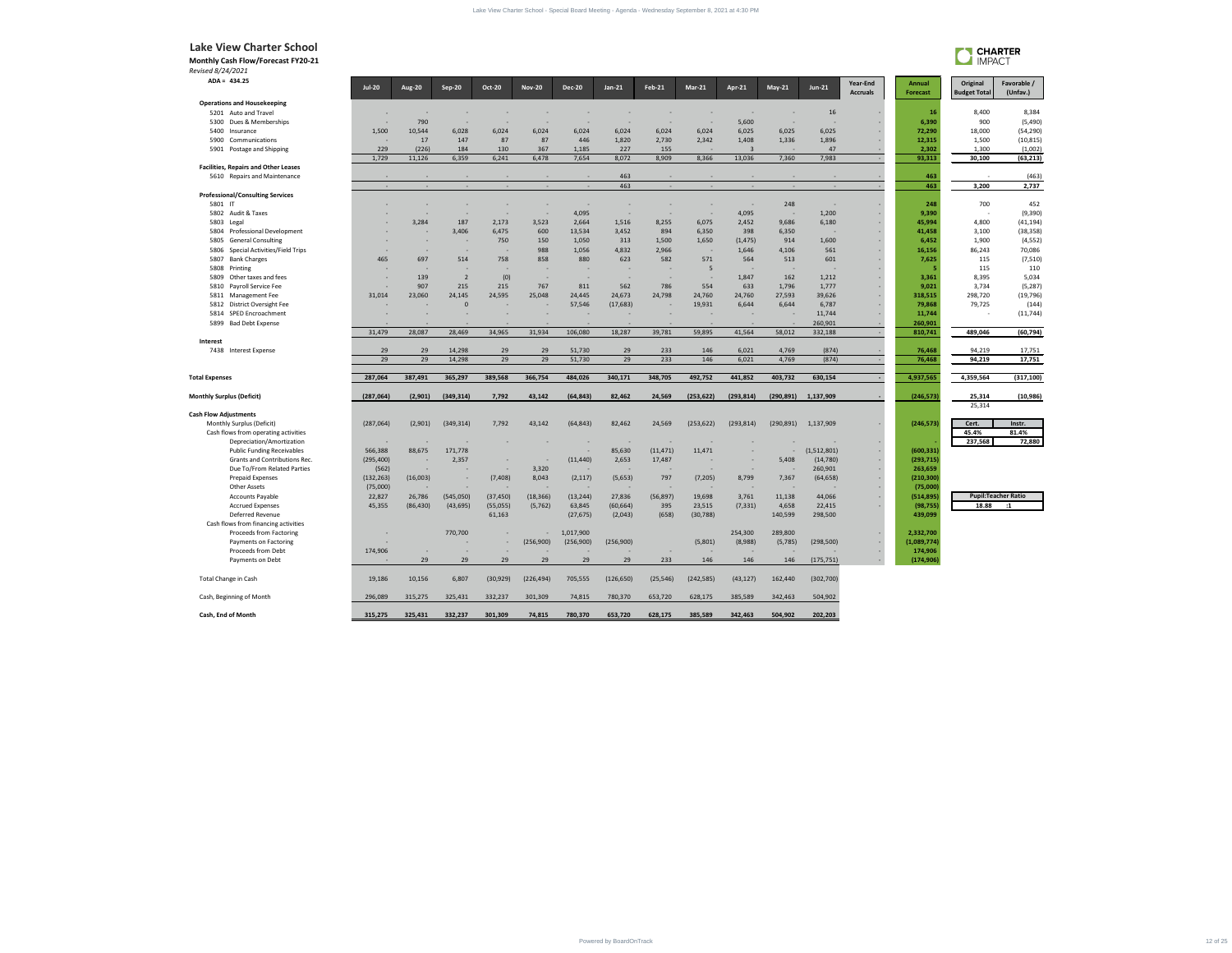# Lake View Charter School

**Monthly Cash Flow/Forecast FY20-21**

*Revised 8/24/2021*

ADA = 434.25

| | Jul-20 | Aug-20 | Sep-20 | Oct-20 | Nov-20 | Dec-20 | Jan-21 | Feb-21 | Mar-21 | Apr-21 | May-21 | Jun-21 | Year-End Accruals | Annual Forecast | Original Budget Total | Favorable / (Unfav.) |
|---|---|---|---|---|---|---|---|---|---|---|---|---|---|---|---|---|
| **Operations and Housekeeping** | | | | | | | | | | | | | | | | |
| 5201 Auto and Travel | - | - | - | - | - | - | - | - | - | - | - | 16 | - | 16 | 8,400 | 8,384 |
| 5300 Dues & Memberships | - | 790 | - | - | - | - | - | - | - | 5,600 | - | - | - | 6,390 | 900 | (5,490) |
| 5400 Insurance | 1,500 | 10,544 | 6,028 | 6,024 | 6,024 | 6,024 | 6,024 | 6,024 | 6,024 | 6,025 | 6,025 | 6,025 | - | 72,290 | 18,000 | (54,290) |
| 5900 Communications | - | 17 | 147 | 87 | 87 | 446 | 1,820 | 2,730 | 2,342 | 1,408 | 1,336 | 1,896 | - | 12,315 | 1,500 | (10,815) |
| 5901 Postage and Shipping | 229 | (226) | 184 | 130 | 367 | 1,185 | 227 | 155 | - | 3 | - | 47 | - | 2,302 | 1,300 | (1,002) |
| | 1,729 | 11,126 | 6,359 | 6,241 | 6,478 | 7,654 | 8,072 | 8,909 | 8,366 | 13,036 | 7,360 | 7,983 | - | 93,313 | 30,100 | (63,213) |
| **Facilities, Repairs and Other Leases** | | | | | | | | | | | | | | | | |
| 5610 Repairs and Maintenance | - | - | - | - | - | - | 463 | - | - | - | - | - | - | 463 | - | (463) |
| | - | - | - | - | - | - | 463 | - | - | - | - | - | - | 463 | 3,200 | 2,737 |
| **Professional/Consulting Services** | | | | | | | | | | | | | | | | |
| 5801 IT | - | - | - | - | - | - | - | - | - | - | 248 | - | - | 248 | 700 | 452 |
| 5802 Audit & Taxes | - | - | - | - | - | 4,095 | - | - | - | 4,095 | - | 1,200 | - | 9,390 | - | (9,390) |
| 5803 Legal | - | 3,284 | 187 | 2,173 | 3,523 | 2,664 | 1,516 | 8,255 | 6,075 | 2,452 | 9,686 | 6,180 | - | 45,994 | 4,800 | (41,194) |
| 5804 Professional Development | - | - | 3,406 | 6,475 | 600 | 13,534 | 3,452 | 894 | 6,350 | 398 | 6,350 | - | - | 41,458 | 3,100 | (38,358) |
| 5805 General Consulting | - | - | - | 750 | 150 | 1,050 | 313 | 1,500 | 1,650 | (1,475) | 914 | 1,600 | - | 6,452 | 1,900 | (4,552) |
| 5806 Special Activities/Field Trips | - | - | - | - | 988 | 1,056 | 4,832 | 2,966 | - | 1,646 | 4,106 | 561 | - | 16,156 | 86,243 | 70,086 |
| 5807 Bank Charges | 465 | 697 | 514 | 758 | 858 | 880 | 623 | 582 | 571 | 564 | 513 | 601 | - | 7,625 | 115 | (7,510) |
| 5808 Printing | - | - | - | - | - | - | - | - | 5 | - | - | - | - | 5 | 115 | 110 |
| 5809 Other taxes and fees | - | 139 | 2 | (0) | - | - | - | - | - | 1,847 | 162 | 1,212 | - | 3,361 | 8,395 | 5,034 |
| 5810 Payroll Service Fee | - | 907 | 215 | 215 | 767 | 811 | 562 | 786 | 554 | 633 | 1,796 | 1,777 | - | 9,021 | 3,734 | (5,287) |
| 5811 Management Fee | 31,014 | 23,060 | 24,145 | 24,595 | 25,048 | 24,445 | 24,673 | 24,798 | 24,760 | 24,760 | 27,593 | 39,626 | - | 318,515 | 298,720 | (19,796) |
| 5812 District Oversight Fee | - | - | 0 | - | - | 57,546 | (17,683) | - | 19,931 | 6,644 | 6,644 | 6,787 | - | 79,868 | 79,725 | (144) |
| 5814 SPED Encroachment | - | - | - | - | - | - | - | - | - | - | - | 11,744 | - | 11,744 | - | (11,744) |
| 5899 Bad Debt Expense | - | - | - | - | - | - | - | - | - | - | - | 260,901 | - | 260,901 | | |
| | 31,479 | 28,087 | 28,469 | 34,965 | 31,934 | 106,080 | 18,287 | 39,781 | 59,895 | 41,564 | 58,012 | 332,188 | - | 810,741 | 489,046 | (60,794) |
| **Interest** | | | | | | | | | | | | | | | | |
| 7438 Interest Expense | 29 | 29 | 14,298 | 29 | 29 | 51,730 | 29 | 233 | 146 | 6,021 | 4,769 | (874) | - | 76,468 | 94,219 | 17,751 |
| | 29 | 29 | 14,298 | 29 | 29 | 51,730 | 29 | 233 | 146 | 6,021 | 4,769 | (874) | - | 76,468 | 94,219 | 17,751 |
| **Total Expenses** | 287,064 | 387,491 | 365,297 | 389,568 | 366,754 | 484,026 | 340,171 | 348,705 | 492,752 | 441,852 | 403,732 | 630,154 | - | 4,937,565 | 4,359,564 | (317,100) |
| **Monthly Surplus (Deficit)** | (287,064) | (2,901) | (349,314) | 7,792 | 43,142 | (64,843) | 82,462 | 24,569 | (253,622) | (293,814) | (290,891) | 1,137,909 | - | (246,573) | 25,314 | (10,986) |
| | | | | | | | | | | | | | | | 25,314 | |
| **Cash Flow Adjustments** | | | | | | | | | | | | | | | | |
| Monthly Surplus (Deficit) | (287,064) | (2,901) | (349,314) | 7,792 | 43,142 | (64,843) | 82,462 | 24,569 | (253,622) | (293,814) | (290,891) | 1,137,909 | - | (246,573) | | |
| Cash flows from operating activities | | | | | | | | | | | | | | | | |
| Depreciation/Amortization | - | - | - | - | - | - | - | - | - | - | - | - | - | - | | |
| Public Funding Receivables | 566,388 | 88,675 | 171,778 | - | - | - | 85,630 | (11,471) | 11,471 | - | - | (1,512,801) | - | (600,331) | | |
| Grants and Contributions Rec. | (295,400) | - | 2,357 | - | - | (11,440) | 2,653 | 17,487 | - | - | 5,408 | (14,780) | - | (293,715) | | |
| Due To/From Related Parties | (562) | - | - | - | 3,320 | - | - | - | - | - | - | 260,901 | - | 263,659 | | |
| Prepaid Expenses | (132,263) | (16,003) | - | (7,408) | 8,043 | (2,117) | (5,653) | 797 | (7,205) | 8,799 | 7,367 | (64,658) | - | (210,300) | | |
| Other Assets | (75,000) | - | - | - | - | - | - | - | - | - | - | - | - | (75,000) | | |
| Accounts Payable | 22,827 | 26,786 | (545,050) | (37,450) | (18,366) | (13,244) | 27,836 | (56,897) | 19,698 | 3,761 | 11,138 | 44,066 | - | (514,895) | | |
| Accrued Expenses | 45,355 | (86,430) | (43,695) | (55,055) | (5,762) | 63,845 | (60,664) | 395 | 23,515 | (7,331) | 4,658 | 22,415 | - | (98,755) | | |
| Deferred Revenue | | | | 61,163 | | (27,675) | (2,043) | (658) | (30,788) | | 140,599 | 298,500 | | 439,099 | | |
| Cash flows from financing activities | | | | | | | | | | | | | | | | |
| Proceeds from Factoring | - | | 770,700 | - | - | 1,017,900 | | | | 254,300 | 289,800 | | - | 2,332,700 | | |
| Payments on Factoring | - | | - | - | (256,900) | (256,900) | (256,900) | | (5,801) | (8,988) | (5,785) | (298,500) | - | (1,089,774) | | |
| Proceeds from Debt | 174,906 | - | - | - | - | - | - | - | - | - | - | - | - | 174,906 | | |
| Payments on Debt | - | 29 | 29 | 29 | 29 | 29 | 29 | 233 | 146 | 146 | 146 | (175,751) | - | (174,906) | | |
| Total Change in Cash | 19,186 | 10,156 | 6,807 | (30,929) | (226,494) | 705,555 | (126,650) | (25,546) | (242,585) | (43,127) | 162,440 | (302,700) | | | | |
| Cash, Beginning of Month | 296,089 | 315,275 | 325,431 | 332,237 | 301,309 | 74,815 | 780,370 | 653,720 | 628,175 | 385,589 | 342,463 | 504,902 | | | | |
| **Cash, End of Month** | 315,275 | 325,431 | 332,237 | 301,309 | 74,815 | 780,370 | 653,720 | 628,175 | 385,589 | 342,463 | 504,902 | 202,203 | | | | |

| Cert. | Instr. |
|---|---|
| 45.4% | 81.4% |
| 237,568 | 72,880 |

| Pupil:Teacher Ratio | |
|---|---|
| 18.88 | :1 |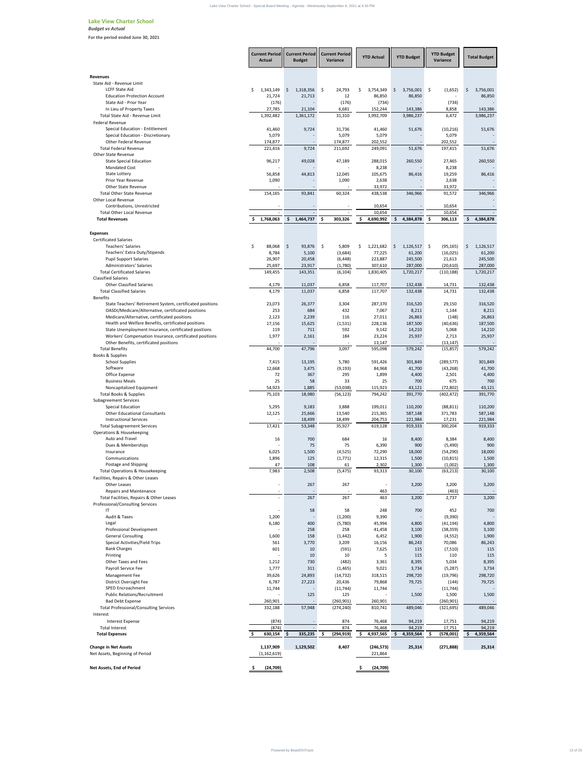## Lake View Charter School

*Budget vs Actual*

**For the period ended June 30, 2021**

| | Current Period Actual | Current Period Budget | Current Period Variance | YTD Actual | YTD Budget | YTD Budget Variance | Total Budget |
|---|---|---|---|---|---|---|---|
| **Revenues** | | | | | | | |
| State Aid - Revenue Limit | | | | | | | |
| LCFF State Aid | $ 1,343,149 | $ 1,318,356 | $ 24,793 | $ 3,754,349 | $ 3,756,001 | $ (1,652) | $ 3,756,001 |
| Education Protection Account | 21,724 | 21,713 | 12 | 86,850 | 86,850 | - | 86,850 |
| State Aid - Prior Year | (176) | - | (176) | (734) | - | (734) | - |
| In Lieu of Property Taxes | 27,785 | 21,104 | 6,681 | 152,244 | 143,386 | 8,858 | 143,386 |
| Total State Aid - Revenue Limit | 1,392,482 | 1,361,172 | 31,310 | 3,992,709 | 3,986,237 | 6,472 | 3,986,237 |
| Federal Revenue | | | | | | | |
| Special Education - Entitlement | 41,460 | 9,724 | 31,736 | 41,460 | 51,676 | (10,216) | 51,676 |
| Special Education - Discretionary | 5,079 | - | 5,079 | 5,079 | - | 5,079 | - |
| Other Federal Revenue | 174,877 | - | 174,877 | 202,552 | - | 202,552 | - |
| Total Federal Revenue | 221,416 | 9,724 | 211,692 | 249,091 | 51,676 | 197,415 | 51,676 |
| Other State Revenue | | | | | | | |
| State Special Education | 96,217 | 49,028 | 47,189 | 288,015 | 260,550 | 27,465 | 260,550 |
| Mandated Cost | - | - | - | 8,238 | - | 8,238 | - |
| State Lottery | 56,858 | 44,813 | 12,045 | 105,675 | 86,416 | 19,259 | 86,416 |
| Prior Year Revenue | 1,090 | - | 1,090 | 2,638 | - | 2,638 | - |
| Other State Revenue | - | - | - | 33,972 | - | 33,972 | - |
| Total Other State Revenue | 154,165 | 93,841 | 60,324 | 438,538 | 346,966 | 91,572 | 346,966 |
| Other Local Revenue | | | | | | | - |
| Contributions, Unrestricted | - | - | - | 10,654 | - | 10,654 | - |
| Total Other Local Revenue | - | - | - | 10,654 | - | 10,654 | - |
| **Total Revenues** | **$ 1,768,063** | **$ 1,464,737** | **$ 303,326** | **$ 4,690,992** | **$ 4,384,878** | **$ 306,113** | **$ 4,384,878** |
| **Expenses** | | | | | | | |
| Certificated Salaries | | | | | | | |
| Teachers' Salaries | $ 88,068 | $ 93,876 | $ 5,809 | $ 1,221,682 | $ 1,126,517 | $ (95,165) | $ 1,126,517 |
| Teachers' Extra Duty/Stipends | 8,784 | 5,100 | (3,684) | 77,225 | 61,200 | (16,025) | 61,200 |
| Pupil Support Salaries | 26,907 | 20,458 | (6,448) | 223,887 | 245,500 | 21,613 | 245,500 |
| Administrators' Salaries | 25,697 | 23,917 | (1,780) | 307,610 | 287,000 | (20,610) | 287,000 |
| Total Certificated Salaries | 149,455 | 143,351 | (6,104) | 1,830,405 | 1,720,217 | (110,188) | 1,720,217 |
| Classified Salaries | | | | | | | |
| Other Classified Salaries | 4,179 | 11,037 | 6,858 | 117,707 | 132,438 | 14,731 | 132,438 |
| Total Classified Salaries | 4,179 | 11,037 | 6,858 | 117,707 | 132,438 | 14,731 | 132,438 |
| Benefits | | | | | | | |
| State Teachers' Retirement System, certificated positions | 23,073 | 26,377 | 3,304 | 287,370 | 316,520 | 29,150 | 316,520 |
| OASDI/Medicare/Alternative, certificated positions | 253 | 684 | 432 | 7,067 | 8,211 | 1,144 | 8,211 |
| Medicare/Alternative, certificated positions | 2,123 | 2,239 | 116 | 27,011 | 26,863 | (148) | 26,863 |
| Health and Welfare Benefits, certificated positions | 17,156 | 15,625 | (1,531) | 228,136 | 187,500 | (40,636) | 187,500 |
| State Unemployment Insurance, certificated positions | 119 | 711 | 592 | 9,142 | 14,210 | 5,068 | 14,210 |
| Workers' Compensation Insurance, certificated positions | 1,977 | 2,161 | 184 | 23,224 | 25,937 | 2,713 | 25,937 |
| Other Benefits, certificated positions | - | - | - | 13,147 | - | (13,147) | - |
| Total Benefits | 44,700 | 47,796 | 3,097 | 595,098 | 579,242 | (15,857) | 579,242 |
| Books & Supplies | | | | | | | |
| School Supplies | 7,415 | 13,195 | 5,780 | 591,426 | 301,849 | (289,577) | 301,849 |
| Software | 12,668 | 3,475 | (9,193) | 84,968 | 41,700 | (43,268) | 41,700 |
| Office Expense | 72 | 367 | 295 | 1,899 | 4,400 | 2,501 | 4,400 |
| Business Meals | 25 | 58 | 33 | 25 | 700 | 675 | 700 |
| Noncapitalized Equipment | 54,923 | 1,885 | (53,038) | 115,923 | 43,121 | (72,802) | 43,121 |
| Total Books & Supplies | 75,103 | 18,980 | (56,123) | 794,242 | 391,770 | (402,472) | 391,770 |
| Subagreement Services | | | | | | | |
| Special Education | 5,295 | 9,183 | 3,888 | 199,011 | 110,200 | (88,811) | 110,200 |
| Other Educational Consultants | 12,125 | 25,666 | 13,540 | 215,365 | 587,148 | 371,783 | 587,148 |
| Instructional Services | - | 18,499 | 18,499 | 204,753 | 221,984 | 17,231 | 221,984 |
| Total Subagreement Services | 17,421 | 53,348 | 35,927 | 619,128 | 919,333 | 300,204 | 919,333 |
| Operations & Housekeeping | | | | | | | |
| Auto and Travel | 16 | 700 | 684 | 16 | 8,400 | 8,384 | 8,400 |
| Dues & Memberships | - | 75 | 75 | 6,390 | 900 | (5,490) | 900 |
| Insurance | 6,025 | 1,500 | (4,525) | 72,290 | 18,000 | (54,290) | 18,000 |
| Communications | 1,896 | 125 | (1,771) | 12,315 | 1,500 | (10,815) | 1,500 |
| Postage and Shipping | 47 | 108 | 61 | 2,302 | 1,300 | (1,002) | 1,300 |
| Total Operations & Housekeeping | 7,983 | 2,508 | (5,475) | 93,313 | 30,100 | (63,213) | 30,100 |
| Facilities, Repairs & Other Leases | | | | | | | |
| Other Leases | - | 267 | 267 | - | 3,200 | 3,200 | 3,200 |
| Repairs and Maintenance | - | - | - | 463 | - | (463) | - |
| Total Facilities, Repairs & Other Leases | - | 267 | 267 | 463 | 3,200 | 2,737 | 3,200 |
| Professional/Consulting Services | | | | | | | |
| IT | - | 58 | 58 | 248 | 700 | 452 | 700 |
| Audit & Taxes | 1,200 | - | (1,200) | 9,390 | - | (9,390) | - |
| Legal | 6,180 | 400 | (5,780) | 45,994 | 4,800 | (41,194) | 4,800 |
| Professional Development | - | 258 | 258 | 41,458 | 3,100 | (38,359) | 3,100 |
| General Consulting | 1,600 | 158 | (1,442) | 6,452 | 1,900 | (4,552) | 1,900 |
| Special Activities/Field Trips | 561 | 3,770 | 3,209 | 16,156 | 86,243 | 70,086 | 86,243 |
| Bank Charges | 601 | 10 | (591) | 7,625 | 115 | (7,510) | 115 |
| Printing | - | 10 | 10 | 5 | 115 | 110 | 115 |
| Other Taxes and Fees | 1,212 | 730 | (482) | 3,361 | 8,395 | 5,034 | 8,395 |
| Payroll Service Fee | 1,777 | 311 | (1,465) | 9,021 | 3,734 | (5,287) | 3,734 |
| Management Fee | 39,626 | 24,893 | (14,732) | 318,515 | 298,720 | (19,796) | 298,720 |
| District Oversight Fee | 6,787 | 27,223 | 20,436 | 79,868 | 79,725 | (144) | 79,725 |
| SPED Encroachment | 11,744 | - | (11,744) | 11,744 | - | (11,744) | - |
| Public Relations/Recruitment | - | 125 | 125 | - | 1,500 | 1,500 | 1,500 |
| Bad Debt Expense | 260,901 | - | (260,901) | 260,901 | - | (260,901) | - |
| Total Professional/Consulting Services | 332,188 | 57,948 | (274,240) | 810,741 | 489,046 | (321,695) | 489,046 |
| Interest | | | | | | | |
| Interest Expense | (874) | - | 874 | 76,468 | 94,219 | 17,751 | 94,219 |
| Total Interest | (874) | - | 874 | 76,468 | 94,219 | 17,751 | 94,219 |
| **Total Expenses** | **$ 630,154** | **$ 335,235** | **$ (294,919)** | **$ 4,937,565** | **$ 4,359,564** | **$ (578,001)** | **$ 4,359,564** |
| **Change in Net Assets** | **1,137,909** | **1,129,502** | **8,407** | **(246,573)** | **25,314** | **(271,888)** | **25,314** |
| Net Assets, Beginning of Period | (1,162,619) | | | 221,864 | | | |
| **Net Assets, End of Period** | **$ (24,709)** | | | **$ (24,709)** | | | |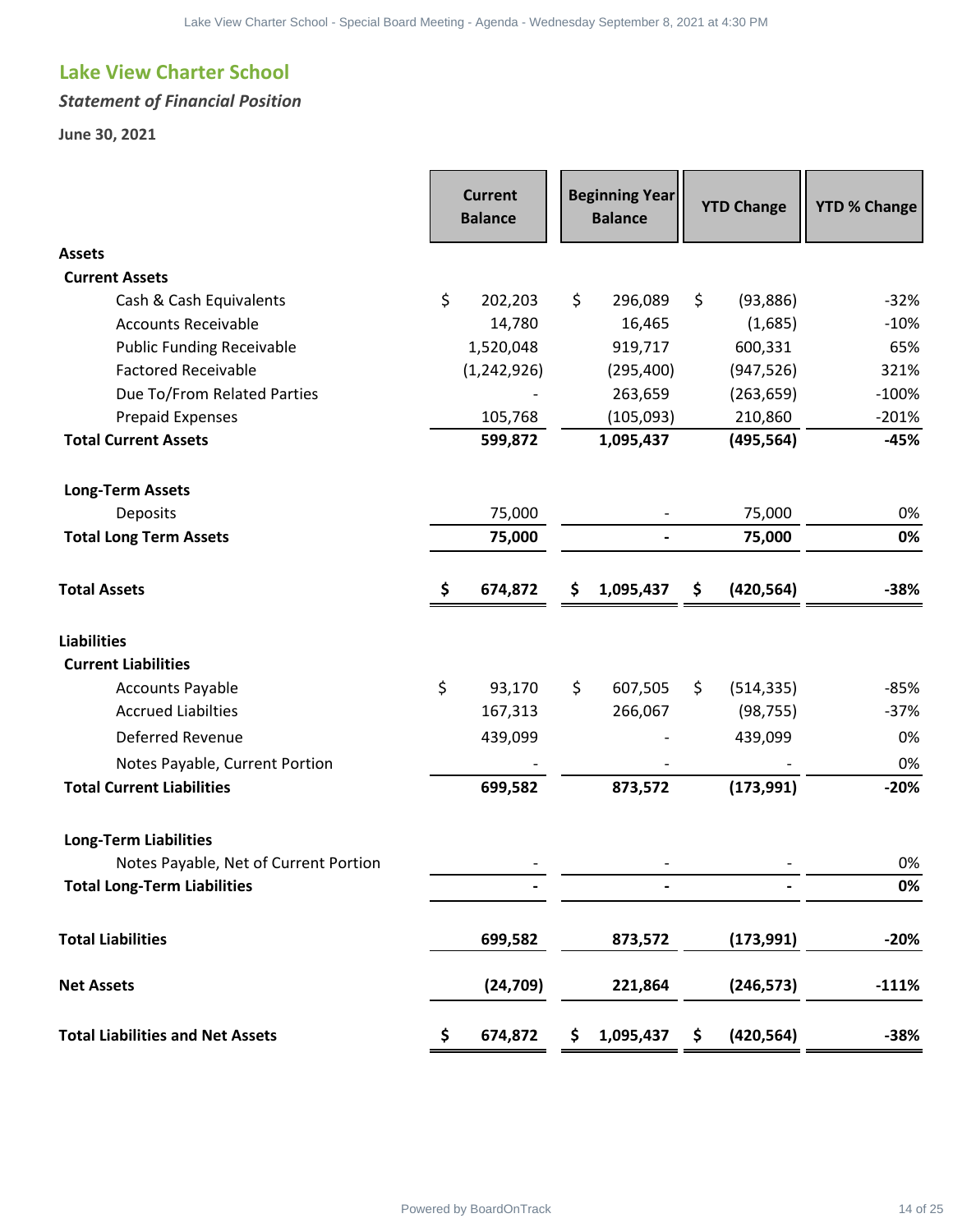## Lake View Charter School

### *Statement of Financial Position*

**June 30, 2021**

| | Current Balance | Beginning Year Balance | YTD Change | YTD % Change |
|---|---|---|---|---|
| **Assets** | | | | |
| **Current Assets** | | | | |
| Cash & Cash Equivalents | $ 202,203 | $ 296,089 | $ (93,886) | -32% |
| Accounts Receivable | 14,780 | 16,465 | (1,685) | -10% |
| Public Funding Receivable | 1,520,048 | 919,717 | 600,331 | 65% |
| Factored Receivable | (1,242,926) | (295,400) | (947,526) | 321% |
| Due To/From Related Parties | - | 263,659 | (263,659) | -100% |
| Prepaid Expenses | 105,768 | (105,093) | 210,860 | -201% |
| **Total Current Assets** | **599,872** | **1,095,437** | **(495,564)** | **-45%** |
| **Long-Term Assets** | | | | |
| Deposits | 75,000 | - | 75,000 | 0% |
| **Total Long Term Assets** | **75,000** | **-** | **75,000** | **0%** |
| **Total Assets** | **$ 674,872** | **$ 1,095,437** | **$ (420,564)** | **-38%** |
| **Liabilities** | | | | |
| **Current Liabilities** | | | | |
| Accounts Payable | $ 93,170 | $ 607,505 | $ (514,335) | -85% |
| Accrued Liabilties | 167,313 | 266,067 | (98,755) | -37% |
| Deferred Revenue | 439,099 | - | 439,099 | 0% |
| Notes Payable, Current Portion | - | - | - | 0% |
| **Total Current Liabilities** | **699,582** | **873,572** | **(173,991)** | **-20%** |
| **Long-Term Liabilities** | | | | |
| Notes Payable, Net of Current Portion | - | - | - | 0% |
| **Total Long-Term Liabilities** | **-** | **-** | **-** | **0%** |
| **Total Liabilities** | **699,582** | **873,572** | **(173,991)** | **-20%** |
| **Net Assets** | **(24,709)** | **221,864** | **(246,573)** | **-111%** |
| **Total Liabilities and Net Assets** | **$ 674,872** | **$ 1,095,437** | **$ (420,564)** | **-38%** |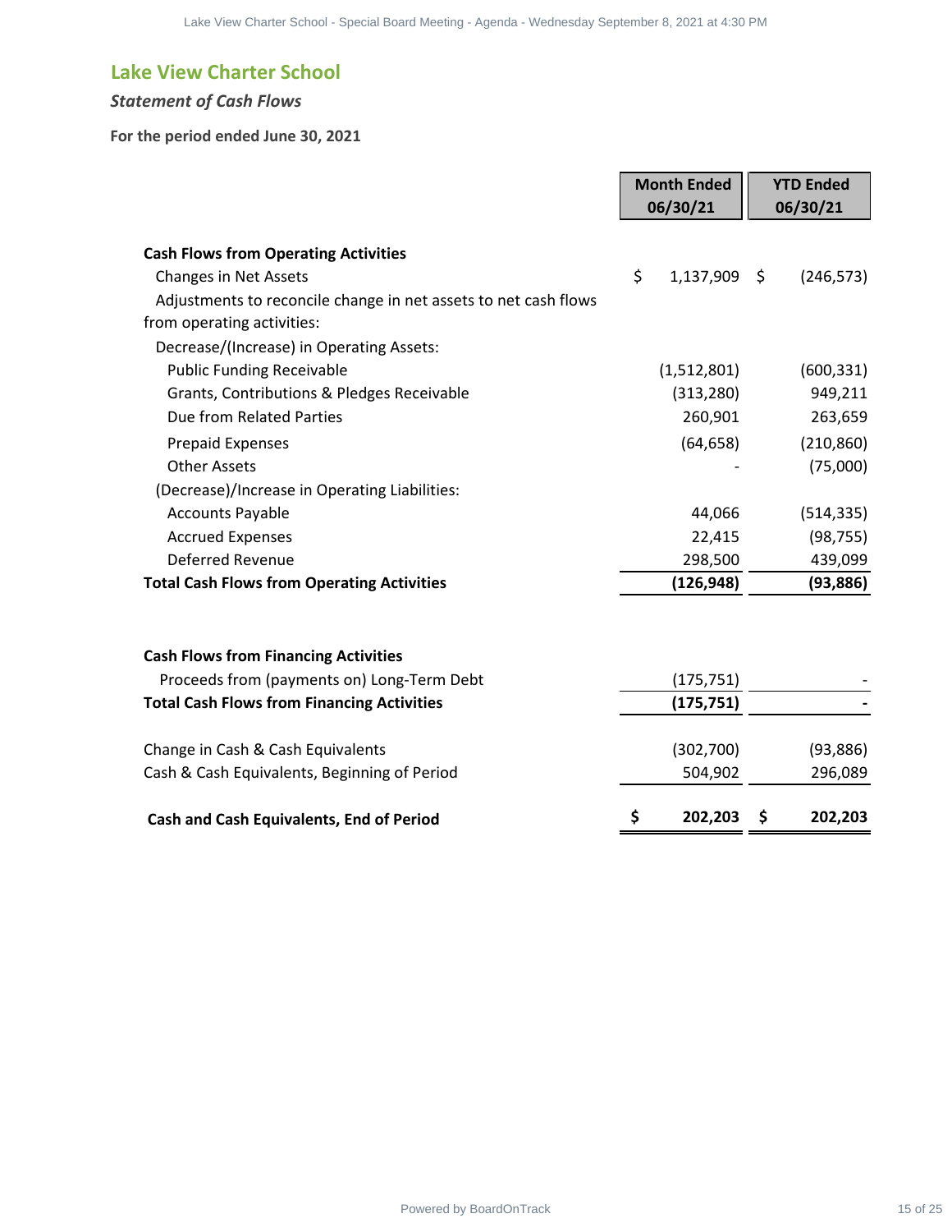## Lake View Charter School

### *Statement of Cash Flows*

**For the period ended June 30, 2021**

| | Month Ended 06/30/21 | YTD Ended 06/30/21 |
|---|---|---|
| **Cash Flows from Operating Activities** | | |
| Changes in Net Assets | $ 1,137,909 | $ (246,573) |
| Adjustments to reconcile change in net assets to net cash flows from operating activities: | | |
| Decrease/(Increase) in Operating Assets: | | |
| Public Funding Receivable | (1,512,801) | (600,331) |
| Grants, Contributions & Pledges Receivable | (313,280) | 949,211 |
| Due from Related Parties | 260,901 | 263,659 |
| Prepaid Expenses | (64,658) | (210,860) |
| Other Assets | - | (75,000) |
| (Decrease)/Increase in Operating Liabilities: | | |
| Accounts Payable | 44,066 | (514,335) |
| Accrued Expenses | 22,415 | (98,755) |
| Deferred Revenue | 298,500 | 439,099 |
| **Total Cash Flows from Operating Activities** | **(126,948)** | **(93,886)** |
| | | |
| **Cash Flows from Financing Activities** | | |
| Proceeds from (payments on) Long-Term Debt | (175,751) | - |
| **Total Cash Flows from Financing Activities** | **(175,751)** | **-** |
| | | |
| Change in Cash & Cash Equivalents | (302,700) | (93,886) |
| Cash & Cash Equivalents, Beginning of Period | 504,902 | 296,089 |
| | | |
| **Cash and Cash Equivalents, End of Period** | **$ 202,203** | **$ 202,203** |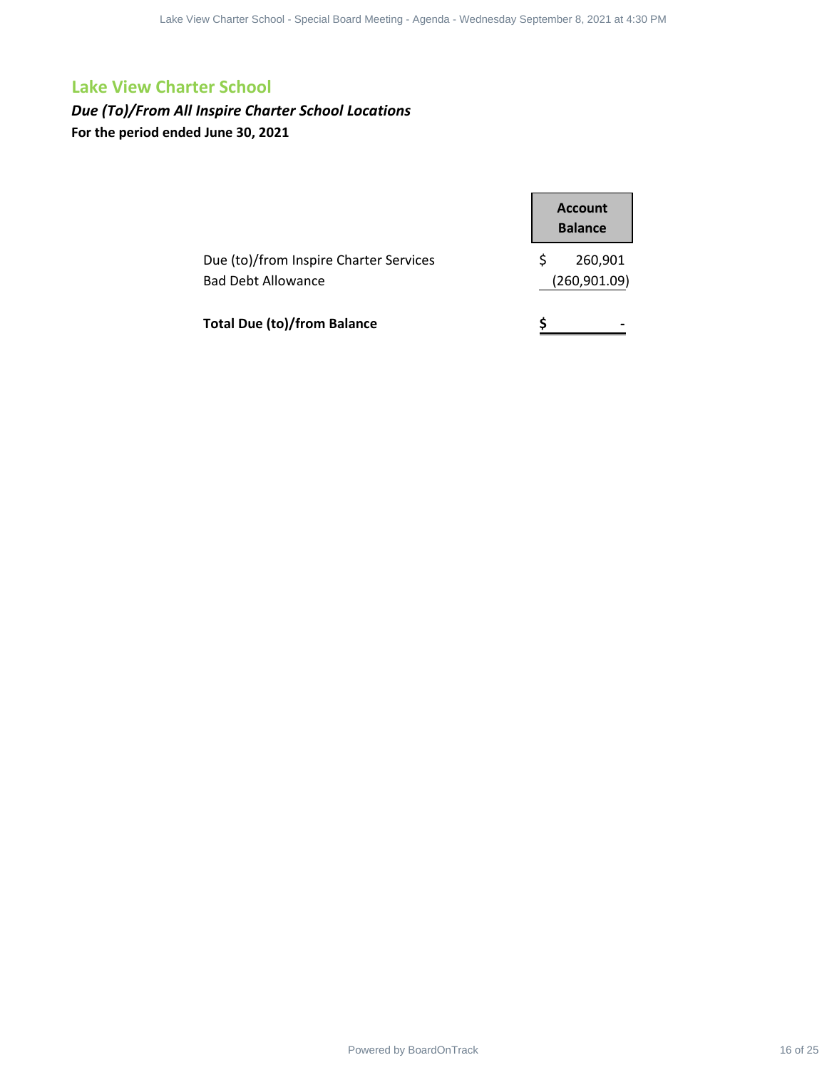## Lake View Charter School

***Due (To)/From All Inspire Charter School Locations***

**For the period ended June 30, 2021**

| | Account Balance |
|---|---|
| Due (to)/from Inspire Charter Services | $ 260,901 |
| Bad Debt Allowance | (260,901.09) |
| **Total Due (to)/from Balance** | **$ -** |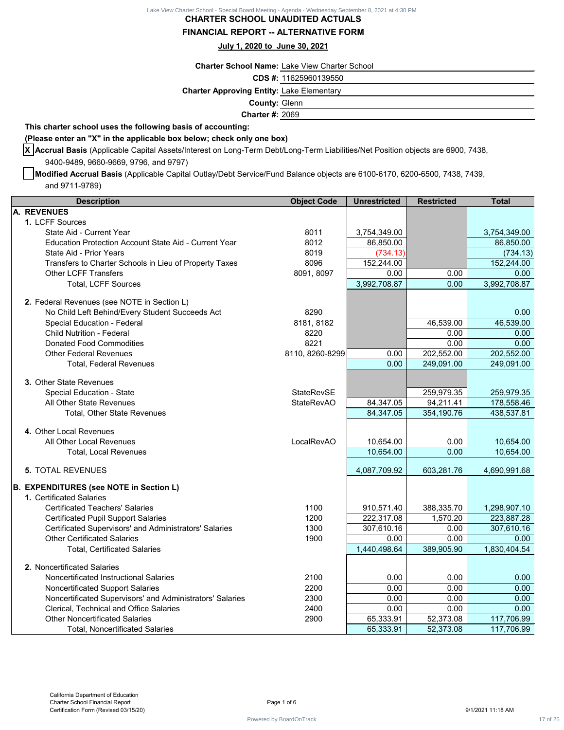# CHARTER SCHOOL UNAUDITED ACTUALS

## FINANCIAL REPORT -- ALTERNATIVE FORM

**July 1, 2020 to June 30, 2021**

**Charter School Name:** Lake View Charter School
**CDS #:** 11625960139550
**Charter Approving Entity:** Lake Elementary
**County:** Glenn
**Charter #:** 2069

**This charter school uses the following basis of accounting:**
**(Please enter an "X" in the applicable box below; check only one box)**

[X] **Accrual Basis** (Applicable Capital Assets/Interest on Long-Term Debt/Long-Term Liabilities/Net Position objects are 6900, 7438, 9400-9489, 9660-9669, 9796, and 9797)

[ ] **Modified Accrual Basis** (Applicable Capital Outlay/Debt Service/Fund Balance objects are 6100-6170, 6200-6500, 7438, 7439, and 9711-9789)

| Description | Object Code | Unrestricted | Restricted | Total |
|---|---|---|---|---|
| **A. REVENUES** | | | | |
| 1. LCFF Sources | | | | |
| State Aid - Current Year | 8011 | 3,754,349.00 | | 3,754,349.00 |
| Education Protection Account State Aid - Current Year | 8012 | 86,850.00 | | 86,850.00 |
| State Aid - Prior Years | 8019 | (734.13) | | (734.13) |
| Transfers to Charter Schools in Lieu of Property Taxes | 8096 | 152,244.00 | | 152,244.00 |
| Other LCFF Transfers | 8091, 8097 | 0.00 | 0.00 | 0.00 |
| Total, LCFF Sources | | 3,992,708.87 | 0.00 | 3,992,708.87 |
| 2. Federal Revenues (see NOTE in Section L) | | | | |
| No Child Left Behind/Every Student Succeeds Act | 8290 | | | 0.00 |
| Special Education - Federal | 8181, 8182 | | 46,539.00 | 46,539.00 |
| Child Nutrition - Federal | 8220 | | 0.00 | 0.00 |
| Donated Food Commodities | 8221 | | 0.00 | 0.00 |
| Other Federal Revenues | 8110, 8260-8299 | 0.00 | 202,552.00 | 202,552.00 |
| Total, Federal Revenues | | 0.00 | 249,091.00 | 249,091.00 |
| 3. Other State Revenues | | | | |
| Special Education - State | StateRevSE | | 259,979.35 | 259,979.35 |
| All Other State Revenues | StateRevAO | 84,347.05 | 94,211.41 | 178,558.46 |
| Total, Other State Revenues | | 84,347.05 | 354,190.76 | 438,537.81 |
| 4. Other Local Revenues | | | | |
| All Other Local Revenues | LocalRevAO | 10,654.00 | 0.00 | 10,654.00 |
| Total, Local Revenues | | 10,654.00 | 0.00 | 10,654.00 |
| 5. TOTAL REVENUES | | 4,087,709.92 | 603,281.76 | 4,690,991.68 |
| **B. EXPENDITURES (see NOTE in Section L)** | | | | |
| 1. Certificated Salaries | | | | |
| Certificated Teachers' Salaries | 1100 | 910,571.40 | 388,335.70 | 1,298,907.10 |
| Certificated Pupil Support Salaries | 1200 | 222,317.08 | 1,570.20 | 223,887.28 |
| Certificated Supervisors' and Administrators' Salaries | 1300 | 307,610.16 | 0.00 | 307,610.16 |
| Other Certificated Salaries | 1900 | 0.00 | 0.00 | 0.00 |
| Total, Certificated Salaries | | 1,440,498.64 | 389,905.90 | 1,830,404.54 |
| 2. Noncertificated Salaries | | | | |
| Noncertificated Instructional Salaries | 2100 | 0.00 | 0.00 | 0.00 |
| Noncertificated Support Salaries | 2200 | 0.00 | 0.00 | 0.00 |
| Noncertificated Supervisors' and Administrators' Salaries | 2300 | 0.00 | 0.00 | 0.00 |
| Clerical, Technical and Office Salaries | 2400 | 0.00 | 0.00 | 0.00 |
| Other Noncertificated Salaries | 2900 | 65,333.91 | 52,373.08 | 117,706.99 |
| Total, Noncertificated Salaries | | 65,333.91 | 52,373.08 | 117,706.99 |

California Department of Education
Charter School Financial Report
Certification Form (Revised 03/15/20)

9/1/2021 11:18 AM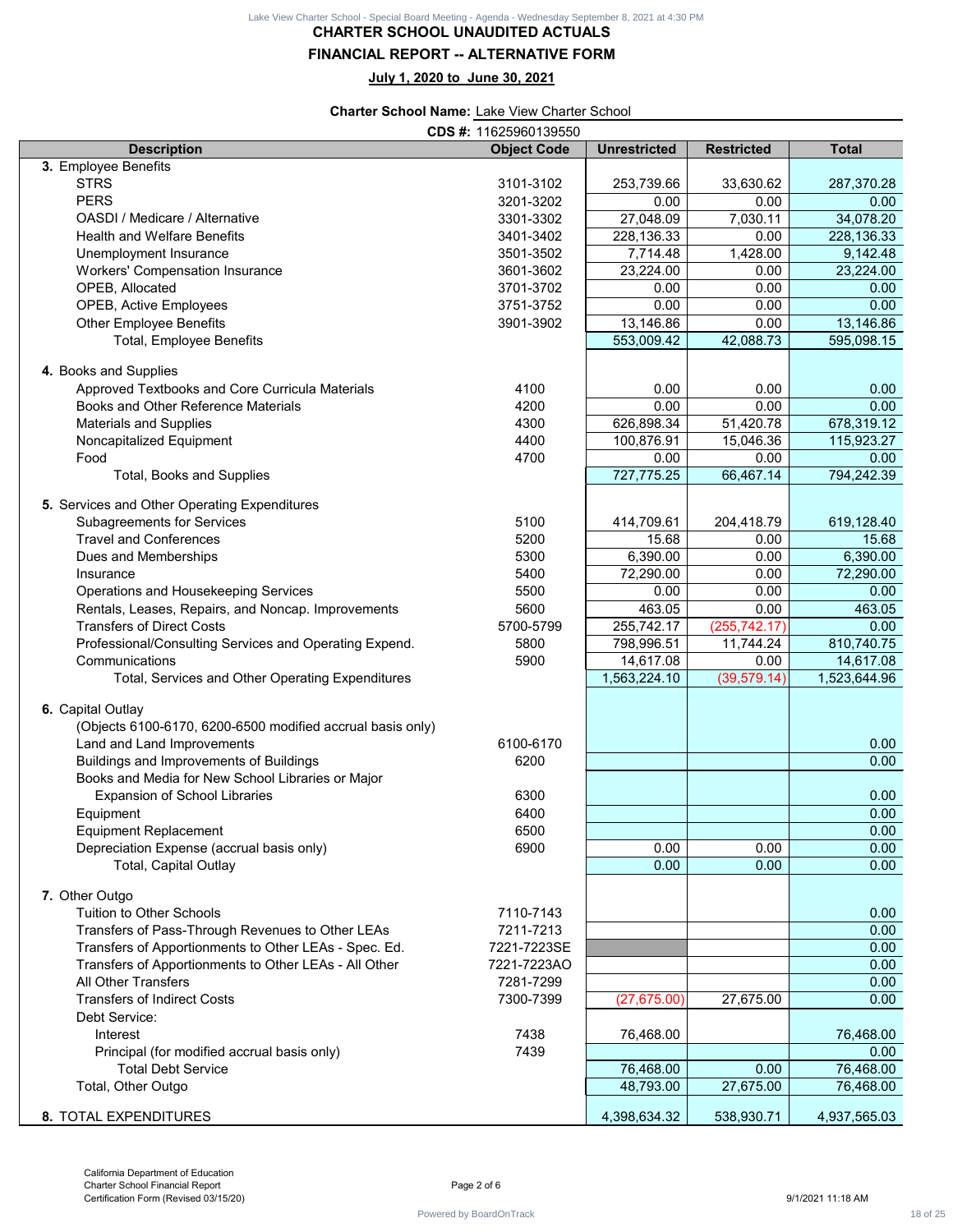# CHARTER SCHOOL UNAUDITED ACTUALS

## FINANCIAL REPORT -- ALTERNATIVE FORM

**July 1, 2020 to June 30, 2021**

**Charter School Name:** Lake View Charter School

**CDS #:** 11625960139550

| Description | Object Code | Unrestricted | Restricted | Total |
|---|---|---|---|---|
| **3.** Employee Benefits | | | | |
| STRS | 3101-3102 | 253,739.66 | 33,630.62 | 287,370.28 |
| PERS | 3201-3202 | 0.00 | 0.00 | 0.00 |
| OASDI / Medicare / Alternative | 3301-3302 | 27,048.09 | 7,030.11 | 34,078.20 |
| Health and Welfare Benefits | 3401-3402 | 228,136.33 | 0.00 | 228,136.33 |
| Unemployment Insurance | 3501-3502 | 7,714.48 | 1,428.00 | 9,142.48 |
| Workers' Compensation Insurance | 3601-3602 | 23,224.00 | 0.00 | 23,224.00 |
| OPEB, Allocated | 3701-3702 | 0.00 | 0.00 | 0.00 |
| OPEB, Active Employees | 3751-3752 | 0.00 | 0.00 | 0.00 |
| Other Employee Benefits | 3901-3902 | 13,146.86 | 0.00 | 13,146.86 |
| Total, Employee Benefits | | 553,009.42 | 42,088.73 | 595,098.15 |
| **4.** Books and Supplies | | | | |
| Approved Textbooks and Core Curricula Materials | 4100 | 0.00 | 0.00 | 0.00 |
| Books and Other Reference Materials | 4200 | 0.00 | 0.00 | 0.00 |
| Materials and Supplies | 4300 | 626,898.34 | 51,420.78 | 678,319.12 |
| Noncapitalized Equipment | 4400 | 100,876.91 | 15,046.36 | 115,923.27 |
| Food | 4700 | 0.00 | 0.00 | 0.00 |
| Total, Books and Supplies | | 727,775.25 | 66,467.14 | 794,242.39 |
| **5.** Services and Other Operating Expenditures | | | | |
| Subagreements for Services | 5100 | 414,709.61 | 204,418.79 | 619,128.40 |
| Travel and Conferences | 5200 | 15.68 | 0.00 | 15.68 |
| Dues and Memberships | 5300 | 6,390.00 | 0.00 | 6,390.00 |
| Insurance | 5400 | 72,290.00 | 0.00 | 72,290.00 |
| Operations and Housekeeping Services | 5500 | 0.00 | 0.00 | 0.00 |
| Rentals, Leases, Repairs, and Noncap. Improvements | 5600 | 463.05 | 0.00 | 463.05 |
| Transfers of Direct Costs | 5700-5799 | 255,742.17 | (255,742.17) | 0.00 |
| Professional/Consulting Services and Operating Expend. | 5800 | 798,996.51 | 11,744.24 | 810,740.75 |
| Communications | 5900 | 14,617.08 | 0.00 | 14,617.08 |
| Total, Services and Other Operating Expenditures | | 1,563,224.10 | (39,579.14) | 1,523,644.96 |
| **6.** Capital Outlay | | | | |
| (Objects 6100-6170, 6200-6500 modified accrual basis only) | | | | |
| Land and Land Improvements | 6100-6170 | | | 0.00 |
| Buildings and Improvements of Buildings | 6200 | | | 0.00 |
| Books and Media for New School Libraries or Major Expansion of School Libraries | 6300 | | | 0.00 |
| Equipment | 6400 | | | 0.00 |
| Equipment Replacement | 6500 | | | 0.00 |
| Depreciation Expense (accrual basis only) | 6900 | 0.00 | 0.00 | 0.00 |
| Total, Capital Outlay | | 0.00 | 0.00 | 0.00 |
| **7.** Other Outgo | | | | |
| Tuition to Other Schools | 7110-7143 | | | 0.00 |
| Transfers of Pass-Through Revenues to Other LEAs | 7211-7213 | | | 0.00 |
| Transfers of Apportionments to Other LEAs - Spec. Ed. | 7221-7223SE | | | 0.00 |
| Transfers of Apportionments to Other LEAs - All Other | 7221-7223AO | | | 0.00 |
| All Other Transfers | 7281-7299 | | | 0.00 |
| Transfers of Indirect Costs | 7300-7399 | (27,675.00) | 27,675.00 | 0.00 |
| Debt Service: | | | | |
| Interest | 7438 | 76,468.00 | | 76,468.00 |
| Principal (for modified accrual basis only) | 7439 | | | 0.00 |
| Total Debt Service | | 76,468.00 | 0.00 | 76,468.00 |
| Total, Other Outgo | | 48,793.00 | 27,675.00 | 76,468.00 |
| **8.** TOTAL EXPENDITURES | | 4,398,634.32 | 538,930.71 | 4,937,565.03 |

California Department of Education
Charter School Financial Report
Certification Form (Revised 03/15/20)

9/1/2021 11:18 AM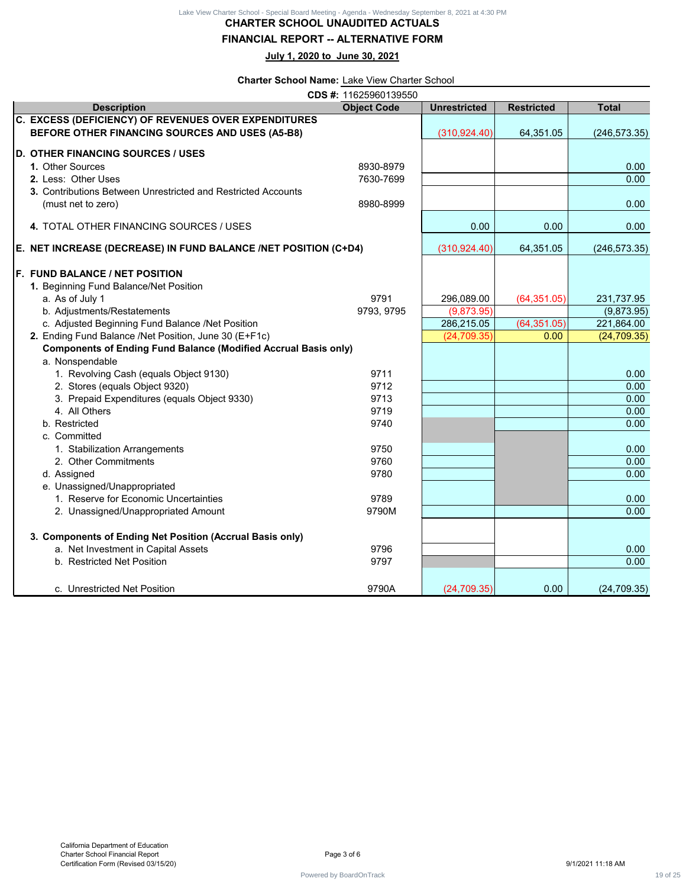# CHARTER SCHOOL UNAUDITED ACTUALS

## FINANCIAL REPORT -- ALTERNATIVE FORM

**July 1, 2020 to June 30, 2021**

**Charter School Name:** Lake View Charter School

**CDS #:** 11625960139550

| Description | Object Code | Unrestricted | Restricted | Total |
|---|---|---|---|---|
| **C. EXCESS (DEFICIENCY) OF REVENUES OVER EXPENDITURES BEFORE OTHER FINANCING SOURCES AND USES (A5-B8)** | | (310,924.40) | 64,351.05 | (246,573.35) |
| **D. OTHER FINANCING SOURCES / USES** | | | | |
| **1.** Other Sources | 8930-8979 | | | 0.00 |
| **2.** Less: Other Uses | 7630-7699 | | | 0.00 |
| **3.** Contributions Between Unrestricted and Restricted Accounts (must net to zero) | 8980-8999 | | | 0.00 |
| **4.** TOTAL OTHER FINANCING SOURCES / USES | | 0.00 | 0.00 | 0.00 |
| **E. NET INCREASE (DECREASE) IN FUND BALANCE /NET POSITION (C+D4)** | | (310,924.40) | 64,351.05 | (246,573.35) |
| **F. FUND BALANCE / NET POSITION** | | | | |
| **1.** Beginning Fund Balance/Net Position | | | | |
| a. As of July 1 | 9791 | 296,089.00 | (64,351.05) | 231,737.95 |
| b. Adjustments/Restatements | 9793, 9795 | (9,873.95) | | (9,873.95) |
| c. Adjusted Beginning Fund Balance /Net Position | | 286,215.05 | (64,351.05) | 221,864.00 |
| **2.** Ending Fund Balance /Net Position, June 30 (E+F1c) | | (24,709.35) | 0.00 | (24,709.35) |
| **Components of Ending Fund Balance (Modified Accrual Basis only)** | | | | |
| a. Nonspendable | | | | |
| 1. Revolving Cash (equals Object 9130) | 9711 | | | 0.00 |
| 2. Stores (equals Object 9320) | 9712 | | | 0.00 |
| 3. Prepaid Expenditures (equals Object 9330) | 9713 | | | 0.00 |
| 4. All Others | 9719 | | | 0.00 |
| b. Restricted | 9740 | | | 0.00 |
| c. Committed | | | | |
| 1. Stabilization Arrangements | 9750 | | | 0.00 |
| 2. Other Commitments | 9760 | | | 0.00 |
| d. Assigned | 9780 | | | 0.00 |
| e. Unassigned/Unappropriated | | | | |
| 1. Reserve for Economic Uncertainties | 9789 | | | 0.00 |
| 2. Unassigned/Unappropriated Amount | 9790M | | | 0.00 |
| **3. Components of Ending Net Position (Accrual Basis only)** | | | | |
| a. Net Investment in Capital Assets | 9796 | | | 0.00 |
| b. Restricted Net Position | 9797 | | | 0.00 |
| c. Unrestricted Net Position | 9790A | (24,709.35) | 0.00 | (24,709.35) |

California Department of Education
Charter School Financial Report
Certification Form (Revised 03/15/20)

Page 3 of 6

9/1/2021 11:18 AM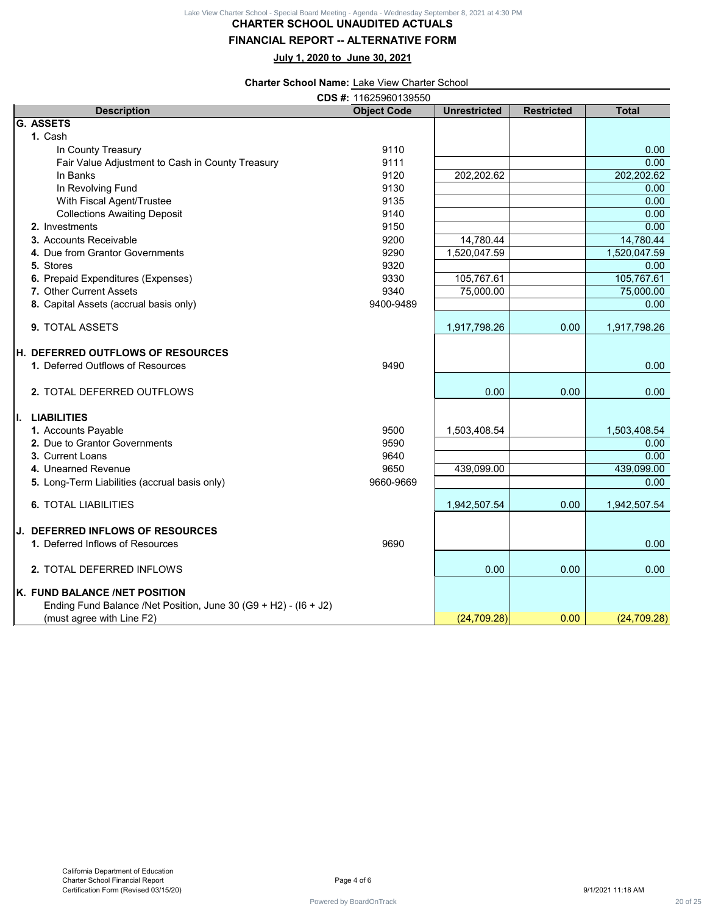# CHARTER SCHOOL UNAUDITED ACTUALS

## FINANCIAL REPORT -- ALTERNATIVE FORM

**July 1, 2020 to June 30, 2021**

**Charter School Name:** Lake View Charter School

**CDS #:** 11625960139550

| Description | Object Code | Unrestricted | Restricted | Total |
|---|---|---|---|---|
| **G. ASSETS** | | | | |
| **1.** Cash | | | | |
| In County Treasury | 9110 | | | 0.00 |
| Fair Value Adjustment to Cash in County Treasury | 9111 | | | 0.00 |
| In Banks | 9120 | 202,202.62 | | 202,202.62 |
| In Revolving Fund | 9130 | | | 0.00 |
| With Fiscal Agent/Trustee | 9135 | | | 0.00 |
| Collections Awaiting Deposit | 9140 | | | 0.00 |
| **2.** Investments | 9150 | | | 0.00 |
| **3.** Accounts Receivable | 9200 | 14,780.44 | | 14,780.44 |
| **4.** Due from Grantor Governments | 9290 | 1,520,047.59 | | 1,520,047.59 |
| **5.** Stores | 9320 | | | 0.00 |
| **6.** Prepaid Expenditures (Expenses) | 9330 | 105,767.61 | | 105,767.61 |
| **7.** Other Current Assets | 9340 | 75,000.00 | | 75,000.00 |
| **8.** Capital Assets (accrual basis only) | 9400-9489 | | | 0.00 |
| **9.** TOTAL ASSETS | | 1,917,798.26 | 0.00 | 1,917,798.26 |
| **H. DEFERRED OUTFLOWS OF RESOURCES** | | | | |
| **1.** Deferred Outflows of Resources | 9490 | | | 0.00 |
| **2.** TOTAL DEFERRED OUTFLOWS | | 0.00 | 0.00 | 0.00 |
| **I. LIABILITIES** | | | | |
| **1.** Accounts Payable | 9500 | 1,503,408.54 | | 1,503,408.54 |
| **2.** Due to Grantor Governments | 9590 | | | 0.00 |
| **3.** Current Loans | 9640 | | | 0.00 |
| **4.** Unearned Revenue | 9650 | 439,099.00 | | 439,099.00 |
| **5.** Long-Term Liabilities (accrual basis only) | 9660-9669 | | | 0.00 |
| **6.** TOTAL LIABILITIES | | 1,942,507.54 | 0.00 | 1,942,507.54 |
| **J. DEFERRED INFLOWS OF RESOURCES** | | | | |
| **1.** Deferred Inflows of Resources | 9690 | | | 0.00 |
| **2.** TOTAL DEFERRED INFLOWS | | 0.00 | 0.00 | 0.00 |
| **K. FUND BALANCE /NET POSITION** | | | | |
| Ending Fund Balance /Net Position, June 30 (G9 + H2) - (I6 + J2) (must agree with Line F2) | | (24,709.28) | 0.00 | (24,709.28) |

California Department of Education
Charter School Financial Report
Certification Form (Revised 03/15/20)

Page 4 of 6

9/1/2021 11:18 AM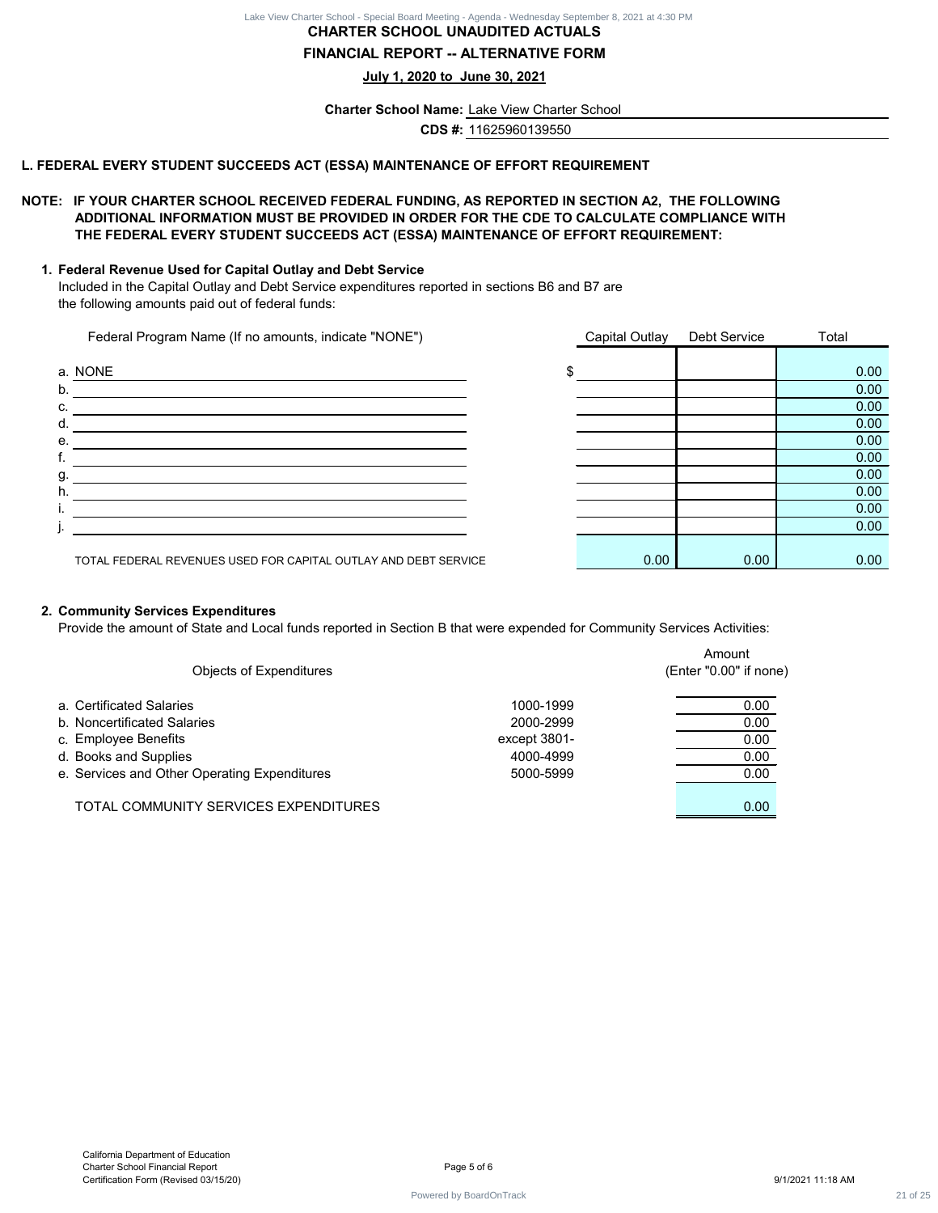# CHARTER SCHOOL UNAUDITED ACTUALS

## FINANCIAL REPORT -- ALTERNATIVE FORM

**July 1, 2020 to June 30, 2021**

**Charter School Name:** Lake View Charter School

**CDS #:** 11625960139550

## L. FEDERAL EVERY STUDENT SUCCEEDS ACT (ESSA) MAINTENANCE OF EFFORT REQUIREMENT

**NOTE: IF YOUR CHARTER SCHOOL RECEIVED FEDERAL FUNDING, AS REPORTED IN SECTION A2, THE FOLLOWING ADDITIONAL INFORMATION MUST BE PROVIDED IN ORDER FOR THE CDE TO CALCULATE COMPLIANCE WITH THE FEDERAL EVERY STUDENT SUCCEEDS ACT (ESSA) MAINTENANCE OF EFFORT REQUIREMENT:**

### 1. Federal Revenue Used for Capital Outlay and Debt Service

Included in the Capital Outlay and Debt Service expenditures reported in sections B6 and B7 are the following amounts paid out of federal funds:

| Federal Program Name (If no amounts, indicate "NONE") | Capital Outlay | Debt Service | Total |
|---|---|---|---|
| a. NONE | $ | | 0.00 |
| b. | | | 0.00 |
| c. | | | 0.00 |
| d. | | | 0.00 |
| e. | | | 0.00 |
| f. | | | 0.00 |
| g. | | | 0.00 |
| h. | | | 0.00 |
| i. | | | 0.00 |
| j. | | | 0.00 |
| TOTAL FEDERAL REVENUES USED FOR CAPITAL OUTLAY AND DEBT SERVICE | 0.00 | 0.00 | 0.00 |

### 2. Community Services Expenditures

Provide the amount of State and Local funds reported in Section B that were expended for Community Services Activities:

| Objects of Expenditures | | Amount (Enter "0.00" if none) |
|---|---|---|
| a. Certificated Salaries | 1000-1999 | 0.00 |
| b. Noncertificated Salaries | 2000-2999 | 0.00 |
| c. Employee Benefits | except 3801- | 0.00 |
| d. Books and Supplies | 4000-4999 | 0.00 |
| e. Services and Other Operating Expenditures | 5000-5999 | 0.00 |
| TOTAL COMMUNITY SERVICES EXPENDITURES | | 0.00 |

California Department of Education
Charter School Financial Report
Certification Form (Revised 03/15/20)

Page 5 of 6

9/1/2021 11:18 AM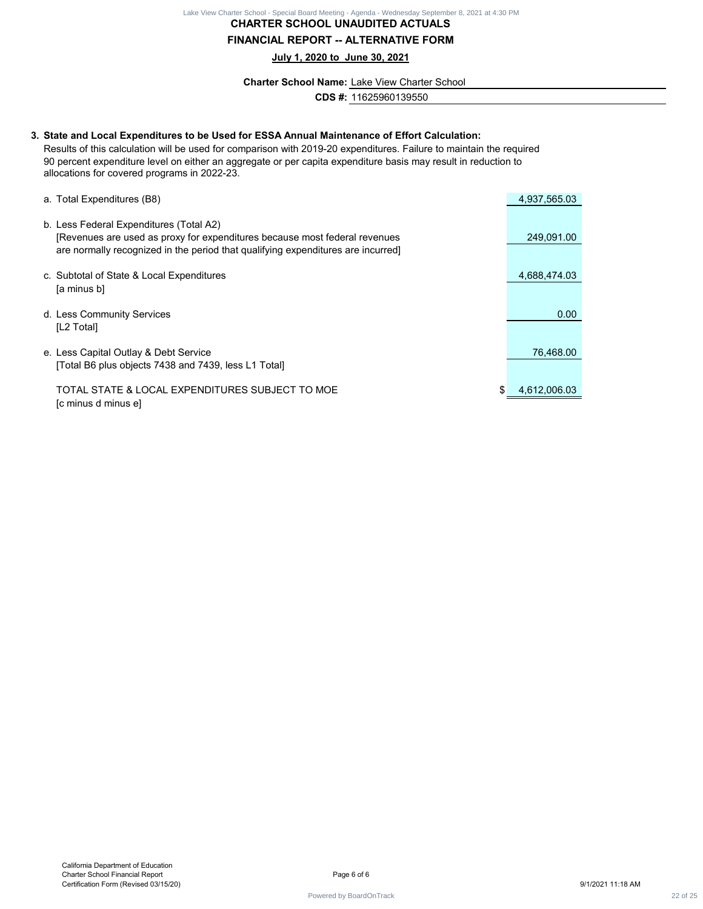# CHARTER SCHOOL UNAUDITED ACTUALS

## FINANCIAL REPORT -- ALTERNATIVE FORM

**July 1, 2020 to June 30, 2021**

**Charter School Name:** Lake View Charter School

**CDS #:** 11625960139550

**3. State and Local Expenditures to be Used for ESSA Annual Maintenance of Effort Calculation:**

Results of this calculation will be used for comparison with 2019-20 expenditures. Failure to maintain the required 90 percent expenditure level on either an aggregate or per capita expenditure basis may result in reduction to allocations for covered programs in 2022-23.

| | |
|---|---|
| a. Total Expenditures (B8) | 4,937,565.03 |
| b. Less Federal Expenditures (Total A2)<br>[Revenues are used as proxy for expenditures because most federal revenues are normally recognized in the period that qualifying expenditures are incurred] | 249,091.00 |
| c. Subtotal of State & Local Expenditures<br>[a minus b] | 4,688,474.03 |
| d. Less Community Services<br>[L2 Total] | 0.00 |
| e. Less Capital Outlay & Debt Service<br>[Total B6 plus objects 7438 and 7439, less L1 Total] | 76,468.00 |
| TOTAL STATE & LOCAL EXPENDITURES SUBJECT TO MOE<br>[c minus d minus e] | $ 4,612,006.03 |

California Department of Education
Charter School Financial Report
Certification Form (Revised 03/15/20)

Page 6 of 6

9/1/2021 11:18 AM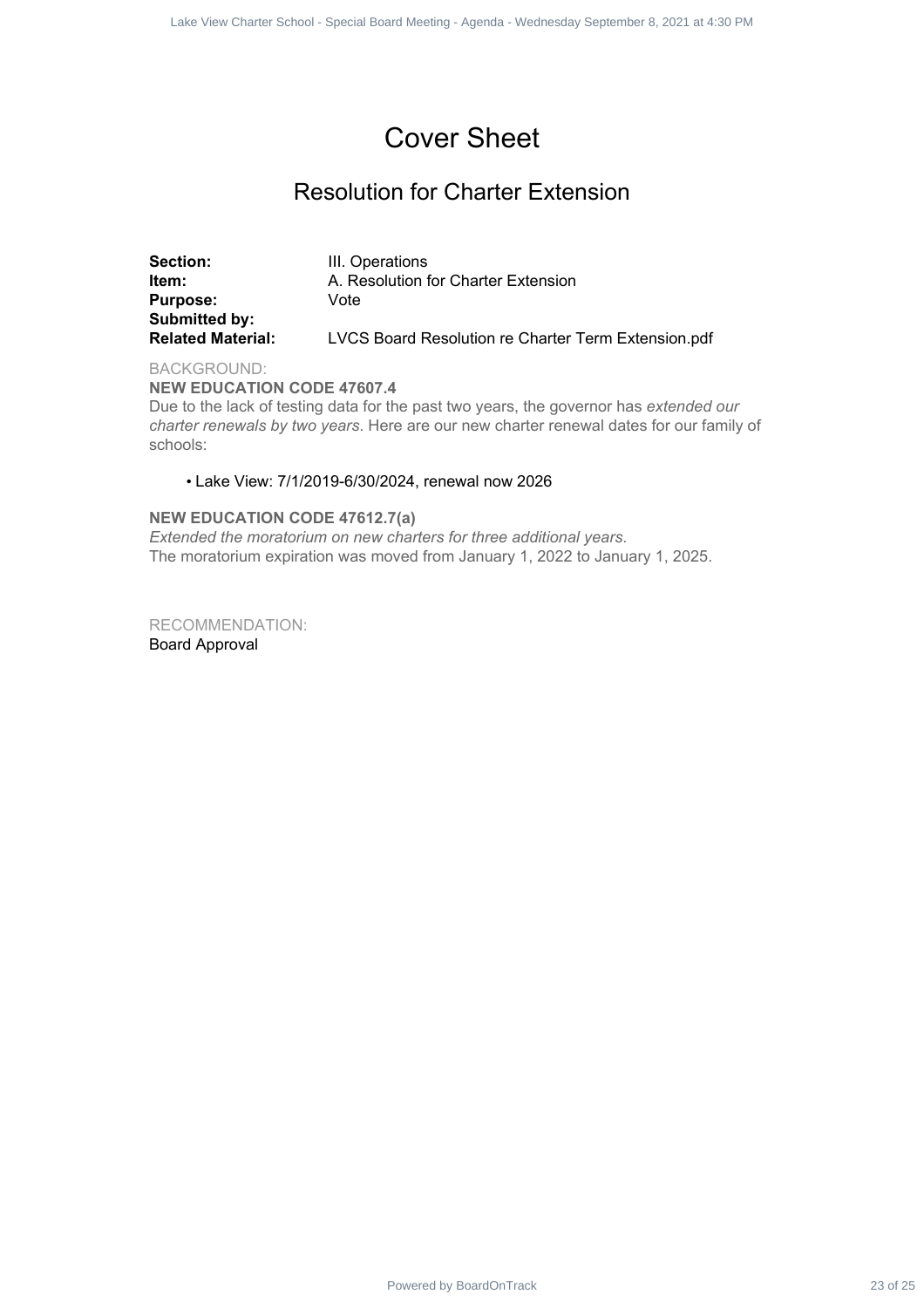# Cover Sheet

## Resolution for Charter Extension

**Section:** III. Operations
**Item:** A. Resolution for Charter Extension
**Purpose:** Vote
**Submitted by:**
**Related Material:** LVCS Board Resolution re Charter Term Extension.pdf

BACKGROUND:

**NEW EDUCATION CODE 47607.4**

Due to the lack of testing data for the past two years, the governor has *extended our charter renewals by two years*. Here are our new charter renewal dates for our family of schools:

- Lake View: 7/1/2019-6/30/2024, renewal now 2026

**NEW EDUCATION CODE 47612.7(a)**

*Extended the moratorium on new charters for three additional years*.
The moratorium expiration was moved from January 1, 2022 to January 1, 2025.

RECOMMENDATION:

Board Approval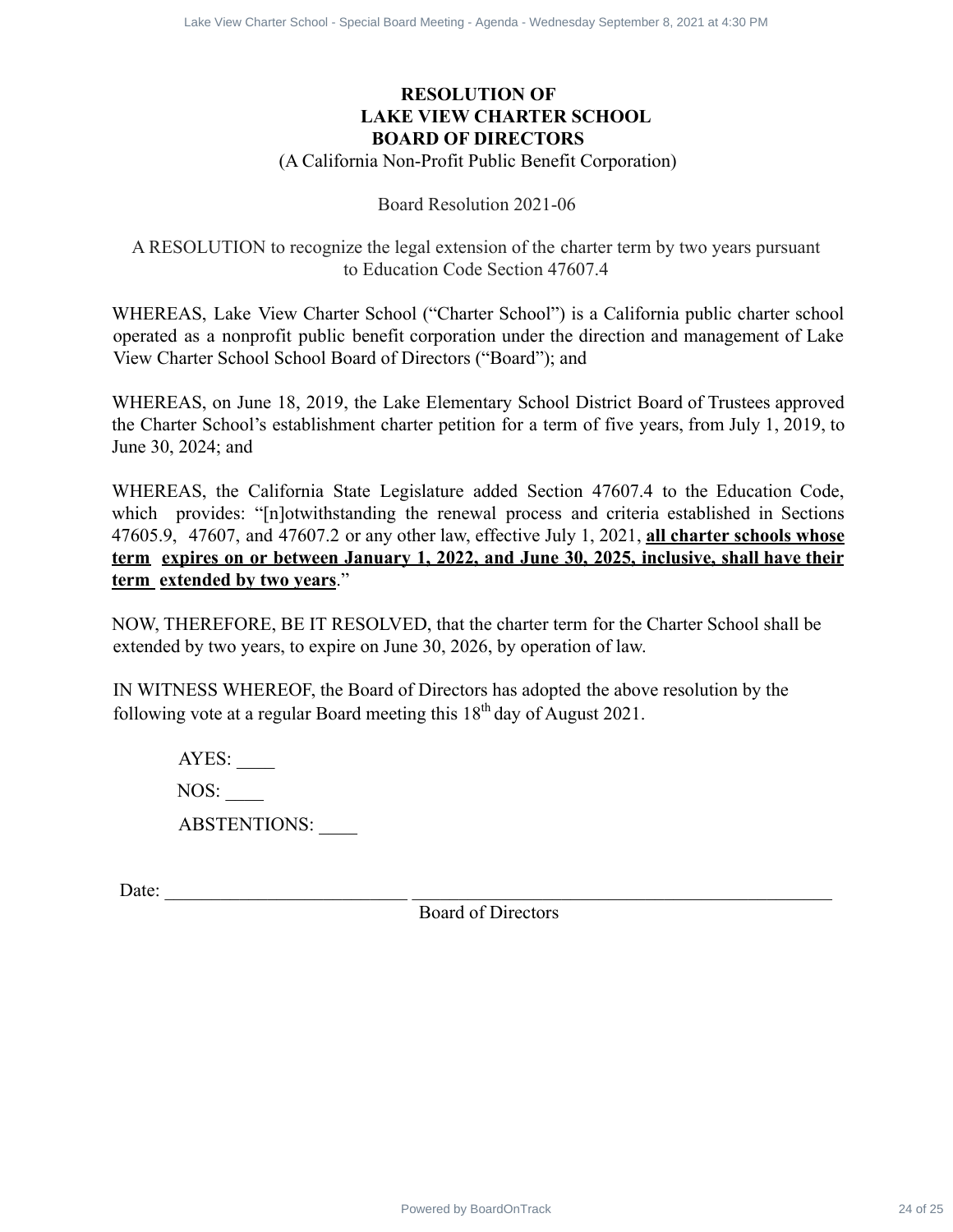**RESOLUTION OF**
**LAKE VIEW CHARTER SCHOOL**
**BOARD OF DIRECTORS**
(A California Non-Profit Public Benefit Corporation)

Board Resolution 2021-06

A RESOLUTION to recognize the legal extension of the charter term by two years pursuant to Education Code Section 47607.4

WHEREAS, Lake View Charter School ("Charter School") is a California public charter school operated as a nonprofit public benefit corporation under the direction and management of Lake View Charter School School Board of Directors ("Board"); and

WHEREAS, on June 18, 2019, the Lake Elementary School District Board of Trustees approved the Charter School's establishment charter petition for a term of five years, from July 1, 2019, to June 30, 2024; and

WHEREAS, the California State Legislature added Section 47607.4 to the Education Code, which provides: "[n]otwithstanding the renewal process and criteria established in Sections 47605.9, 47607, and 47607.2 or any other law, effective July 1, 2021, **all charter schools whose term expires on or between January 1, 2022, and June 30, 2025, inclusive, shall have their term extended by two years**."

NOW, THEREFORE, BE IT RESOLVED, that the charter term for the Charter School shall be extended by two years, to expire on June 30, 2026, by operation of law.

IN WITNESS WHEREOF, the Board of Directors has adopted the above resolution by the following vote at a regular Board meeting this 18th day of August 2021.

AYES: ____

NOS: ____

ABSTENTIONS: ____

Date: __________________________ ______________________________________________
Board of Directors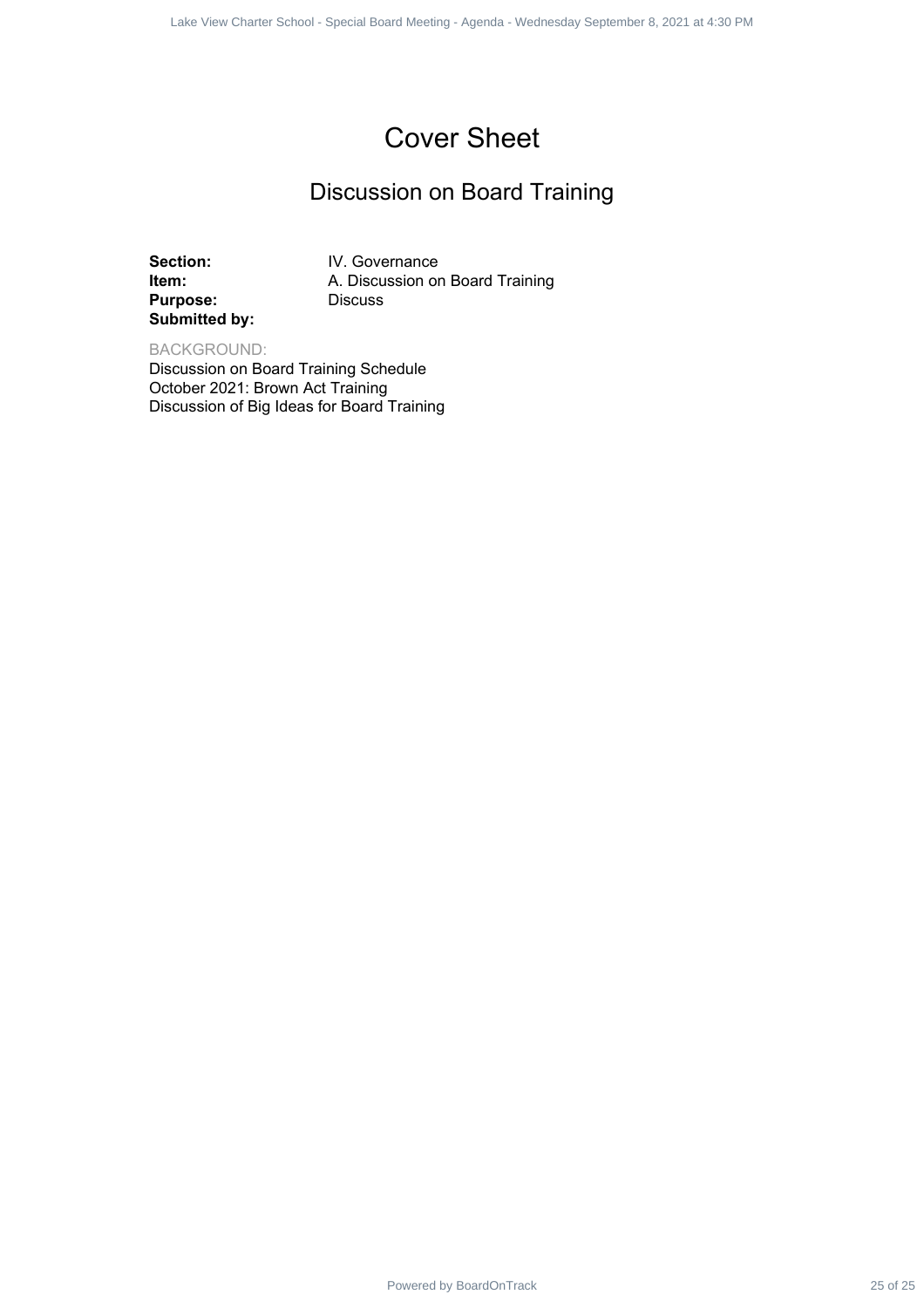# Cover Sheet

## Discussion on Board Training

**Section:** IV. Governance
**Item:** A. Discussion on Board Training
**Purpose:** Discuss
**Submitted by:**

BACKGROUND:

Discussion on Board Training Schedule
October 2021: Brown Act Training
Discussion of Big Ideas for Board Training